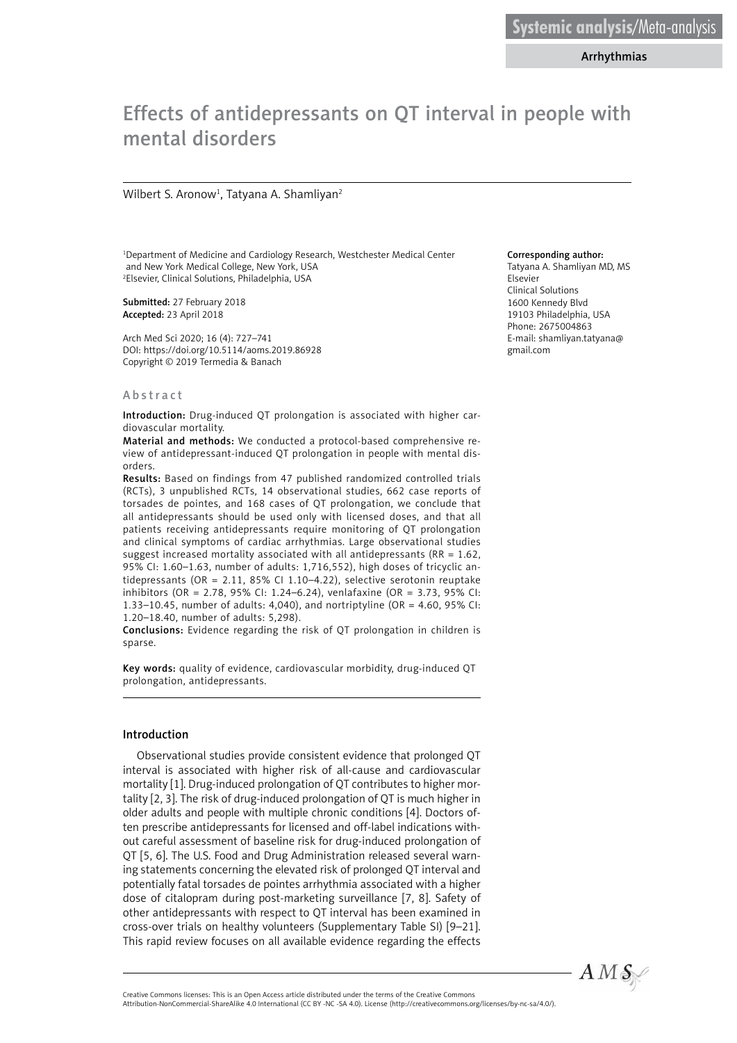Systemic analysis/Meta-analysis

Arrhythmias

# Effects of antidepressants on QT interval in people with mental disorders

Wilbert S. Aronow[1], Tatyana A. Shamliyan[2]

[1]Department of Medicine and Cardiology Research, Westchester Medical Center and New York Medical College, New York, USA
[2]Elsevier, Clinical Solutions, Philadelphia, USA

**Submitted:** 27 February 2018
**Accepted:** 23 April 2018

Arch Med Sci 2020; 16 (4): 727–741
DOI: https://doi.org/10.5114/aoms.2019.86928
Copyright © 2019 Termedia & Banach

**Corresponding author:**
Tatyana A. Shamliyan MD, MS
Elsevier
Clinical Solutions
1600 Kennedy Blvd
19103 Philadelphia, USA
Phone: 2675004863
E-mail: shamliyan.tatyana@gmail.com

## Abstract

**Introduction:** Drug-induced QT prolongation is associated with higher cardiovascular mortality.

**Material and methods:** We conducted a protocol-based comprehensive review of antidepressant-induced QT prolongation in people with mental disorders.

**Results:** Based on findings from 47 published randomized controlled trials (RCTs), 3 unpublished RCTs, 14 observational studies, 662 case reports of torsades de pointes, and 168 cases of QT prolongation, we conclude that all antidepressants should be used only with licensed doses, and that all patients receiving antidepressants require monitoring of QT prolongation and clinical symptoms of cardiac arrhythmias. Large observational studies suggest increased mortality associated with all antidepressants (RR = 1.62, 95% CI: 1.60–1.63, number of adults: 1,716,552), high doses of tricyclic antidepressants (OR = 2.11, 85% CI 1.10–4.22), selective serotonin reuptake inhibitors (OR = 2.78, 95% CI: 1.24–6.24), venlafaxine (OR = 3.73, 95% CI: 1.33–10.45, number of adults: 4,040), and nortriptyline (OR = 4.60, 95% CI: 1.20–18.40, number of adults: 5,298).

**Conclusions:** Evidence regarding the risk of QT prolongation in children is sparse.

**Key words:** quality of evidence, cardiovascular morbidity, drug-induced QT prolongation, antidepressants.

## Introduction

Observational studies provide consistent evidence that prolonged QT interval is associated with higher risk of all-cause and cardiovascular mortality [1]. Drug-induced prolongation of QT contributes to higher mortality [2, 3]. The risk of drug-induced prolongation of QT is much higher in older adults and people with multiple chronic conditions [4]. Doctors often prescribe antidepressants for licensed and off-label indications without careful assessment of baseline risk for drug-induced prolongation of QT [5, 6]. The U.S. Food and Drug Administration released several warning statements concerning the elevated risk of prolonged QT interval and potentially fatal torsades de pointes arrhythmia associated with a higher dose of citalopram during post-marketing surveillance [7, 8]. Safety of other antidepressants with respect to QT interval has been examined in cross-over trials on healthy volunteers (Supplementary Table SI) [9–21]. This rapid review focuses on all available evidence regarding the effects

Creative Commons licenses: This is an Open Access article distributed under the terms of the Creative Commons Attribution-NonCommercial-ShareAlike 4.0 International (CC BY -NC -SA 4.0). License (http://creativecommons.org/licenses/by-nc-sa/4.0/).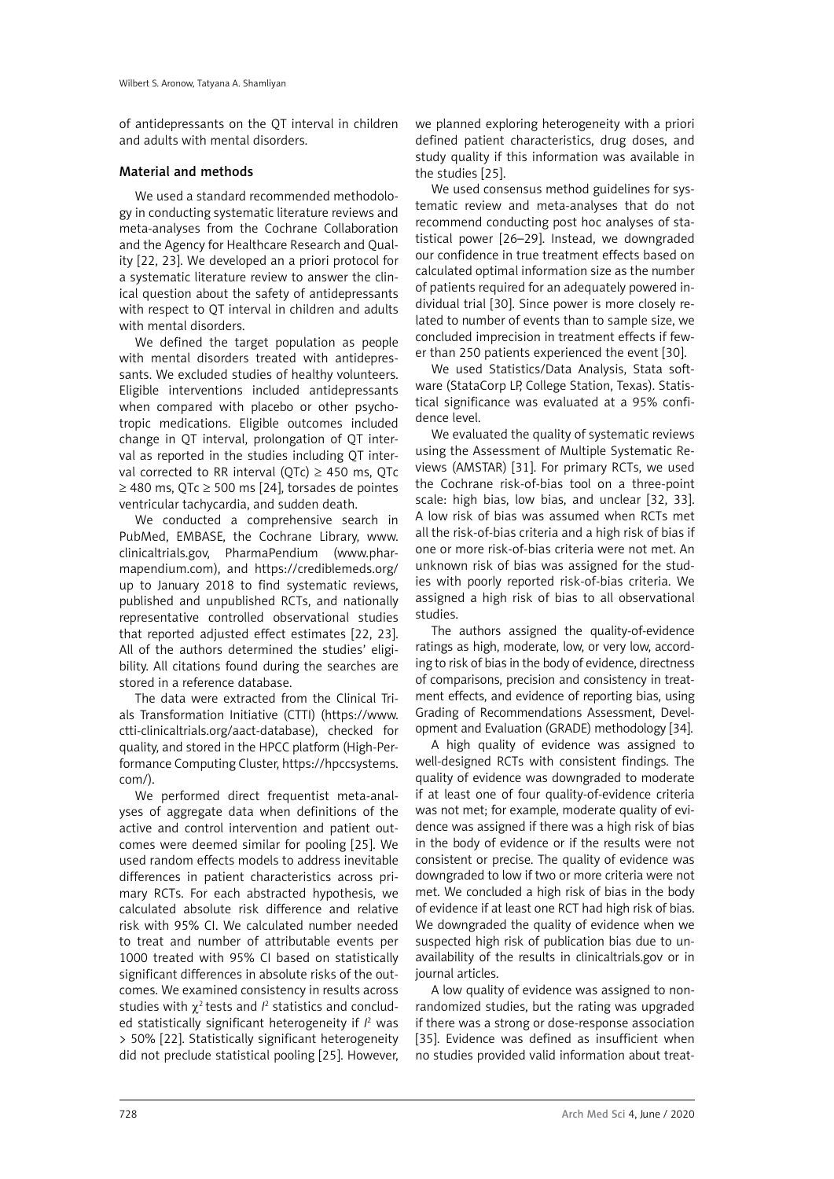of antidepressants on the QT interval in children and adults with mental disorders.

## Material and methods

We used a standard recommended methodology in conducting systematic literature reviews and meta-analyses from the Cochrane Collaboration and the Agency for Healthcare Research and Quality [22, 23]. We developed an a priori protocol for a systematic literature review to answer the clinical question about the safety of antidepressants with respect to QT interval in children and adults with mental disorders.

We defined the target population as people with mental disorders treated with antidepressants. We excluded studies of healthy volunteers. Eligible interventions included antidepressants when compared with placebo or other psychotropic medications. Eligible outcomes included change in QT interval, prolongation of QT interval as reported in the studies including QT interval corrected to RR interval (QTc) ≥ 450 ms, QTc ≥ 480 ms, QTc ≥ 500 ms [24], torsades de pointes ventricular tachycardia, and sudden death.

We conducted a comprehensive search in PubMed, EMBASE, the Cochrane Library, www.clinicaltrials.gov, PharmaPendium (www.pharmapendium.com), and https://crediblemeds.org/ up to January 2018 to find systematic reviews, published and unpublished RCTs, and nationally representative controlled observational studies that reported adjusted effect estimates [22, 23]. All of the authors determined the studies' eligibility. All citations found during the searches are stored in a reference database.

The data were extracted from the Clinical Trials Transformation Initiative (CTTI) (https://www.ctti-clinicaltrials.org/aact-database), checked for quality, and stored in the HPCC platform (High-Performance Computing Cluster, https://hpccsystems.com/).

We performed direct frequentist meta-analyses of aggregate data when definitions of the active and control intervention and patient outcomes were deemed similar for pooling [25]. We used random effects models to address inevitable differences in patient characteristics across primary RCTs. For each abstracted hypothesis, we calculated absolute risk difference and relative risk with 95% CI. We calculated number needed to treat and number of attributable events per 1000 treated with 95% CI based on statistically significant differences in absolute risks of the outcomes. We examined consistency in results across studies with $\chi^2$ tests and $I^2$ statistics and concluded statistically significant heterogeneity if $I^2$ was > 50% [22]. Statistically significant heterogeneity did not preclude statistical pooling [25]. However, we planned exploring heterogeneity with a priori defined patient characteristics, drug doses, and study quality if this information was available in the studies [25].

We used consensus method guidelines for systematic review and meta-analyses that do not recommend conducting post hoc analyses of statistical power [26–29]. Instead, we downgraded our confidence in true treatment effects based on calculated optimal information size as the number of patients required for an adequately powered individual trial [30]. Since power is more closely related to number of events than to sample size, we concluded imprecision in treatment effects if fewer than 250 patients experienced the event [30].

We used Statistics/Data Analysis, Stata software (StataCorp LP, College Station, Texas). Statistical significance was evaluated at a 95% confidence level.

We evaluated the quality of systematic reviews using the Assessment of Multiple Systematic Reviews (AMSTAR) [31]. For primary RCTs, we used the Cochrane risk-of-bias tool on a three-point scale: high bias, low bias, and unclear [32, 33]. A low risk of bias was assumed when RCTs met all the risk-of-bias criteria and a high risk of bias if one or more risk-of-bias criteria were not met. An unknown risk of bias was assigned for the studies with poorly reported risk-of-bias criteria. We assigned a high risk of bias to all observational studies.

The authors assigned the quality-of-evidence ratings as high, moderate, low, or very low, according to risk of bias in the body of evidence, directness of comparisons, precision and consistency in treatment effects, and evidence of reporting bias, using Grading of Recommendations Assessment, Development and Evaluation (GRADE) methodology [34].

A high quality of evidence was assigned to well-designed RCTs with consistent findings. The quality of evidence was downgraded to moderate if at least one of four quality-of-evidence criteria was not met; for example, moderate quality of evidence was assigned if there was a high risk of bias in the body of evidence or if the results were not consistent or precise. The quality of evidence was downgraded to low if two or more criteria were not met. We concluded a high risk of bias in the body of evidence if at least one RCT had high risk of bias. We downgraded the quality of evidence when we suspected high risk of publication bias due to unavailability of the results in clinicaltrials.gov or in journal articles.

A low quality of evidence was assigned to nonrandomized studies, but the rating was upgraded if there was a strong or dose-response association [35]. Evidence was defined as insufficient when no studies provided valid information about treat-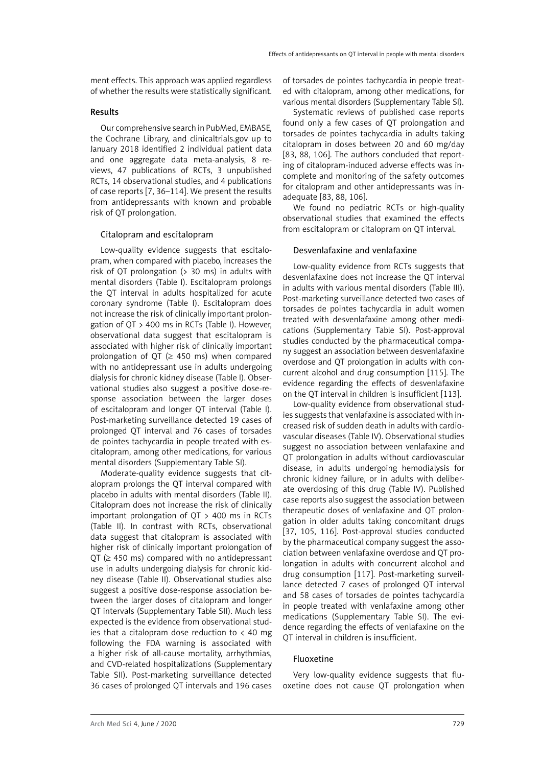ment effects. This approach was applied regardless of whether the results were statistically significant.

## Results

Our comprehensive search in PubMed, EMBASE, the Cochrane Library, and clinicaltrials.gov up to January 2018 identified 2 individual patient data and one aggregate data meta-analysis, 8 reviews, 47 publications of RCTs, 3 unpublished RCTs, 14 observational studies, and 4 publications of case reports [7, 36–114]. We present the results from antidepressants with known and probable risk of QT prolongation.

### Citalopram and escitalopram

Low-quality evidence suggests that escitalopram, when compared with placebo, increases the risk of QT prolongation (> 30 ms) in adults with mental disorders (Table I). Escitalopram prolongs the QT interval in adults hospitalized for acute coronary syndrome (Table I). Escitalopram does not increase the risk of clinically important prolongation of QT > 400 ms in RCTs (Table I). However, observational data suggest that escitalopram is associated with higher risk of clinically important prolongation of QT (≥ 450 ms) when compared with no antidepressant use in adults undergoing dialysis for chronic kidney disease (Table I). Observational studies also suggest a positive dose-response association between the larger doses of escitalopram and longer QT interval (Table I). Post-marketing surveillance detected 19 cases of prolonged QT interval and 76 cases of torsades de pointes tachycardia in people treated with escitalopram, among other medications, for various mental disorders (Supplementary Table SI).

Moderate-quality evidence suggests that citalopram prolongs the QT interval compared with placebo in adults with mental disorders (Table II). Citalopram does not increase the risk of clinically important prolongation of QT > 400 ms in RCTs (Table II). In contrast with RCTs, observational data suggest that citalopram is associated with higher risk of clinically important prolongation of QT (≥ 450 ms) compared with no antidepressant use in adults undergoing dialysis for chronic kidney disease (Table II). Observational studies also suggest a positive dose-response association between the larger doses of citalopram and longer QT intervals (Supplementary Table SII). Much less expected is the evidence from observational studies that a citalopram dose reduction to < 40 mg following the FDA warning is associated with a higher risk of all-cause mortality, arrhythmias, and CVD-related hospitalizations (Supplementary Table SII). Post-marketing surveillance detected 36 cases of prolonged QT intervals and 196 cases of torsades de pointes tachycardia in people treated with citalopram, among other medications, for various mental disorders (Supplementary Table SI).

Systematic reviews of published case reports found only a few cases of QT prolongation and torsades de pointes tachycardia in adults taking citalopram in doses between 20 and 60 mg/day [83, 88, 106]. The authors concluded that reporting of citalopram-induced adverse effects was incomplete and monitoring of the safety outcomes for citalopram and other antidepressants was inadequate [83, 88, 106].

We found no pediatric RCTs or high-quality observational studies that examined the effects from escitalopram or citalopram on QT interval.

### Desvenlafaxine and venlafaxine

Low-quality evidence from RCTs suggests that desvenlafaxine does not increase the QT interval in adults with various mental disorders (Table III). Post-marketing surveillance detected two cases of torsades de pointes tachycardia in adult women treated with desvenlafaxine among other medications (Supplementary Table SI). Post-approval studies conducted by the pharmaceutical company suggest an association between desvenlafaxine overdose and QT prolongation in adults with concurrent alcohol and drug consumption [115]. The evidence regarding the effects of desvenlafaxine on the QT interval in children is insufficient [113].

Low-quality evidence from observational studies suggests that venlafaxine is associated with increased risk of sudden death in adults with cardiovascular diseases (Table IV). Observational studies suggest no association between venlafaxine and QT prolongation in adults without cardiovascular disease, in adults undergoing hemodialysis for chronic kidney failure, or in adults with deliberate overdosing of this drug (Table IV). Published case reports also suggest the association between therapeutic doses of venlafaxine and QT prolongation in older adults taking concomitant drugs [37, 105, 116]. Post-approval studies conducted by the pharmaceutical company suggest the association between venlafaxine overdose and QT prolongation in adults with concurrent alcohol and drug consumption [117]. Post-marketing surveillance detected 7 cases of prolonged QT interval and 58 cases of torsades de pointes tachycardia in people treated with venlafaxine among other medications (Supplementary Table SI). The evidence regarding the effects of venlafaxine on the QT interval in children is insufficient.

### Fluoxetine

Very low-quality evidence suggests that fluoxetine does not cause QT prolongation when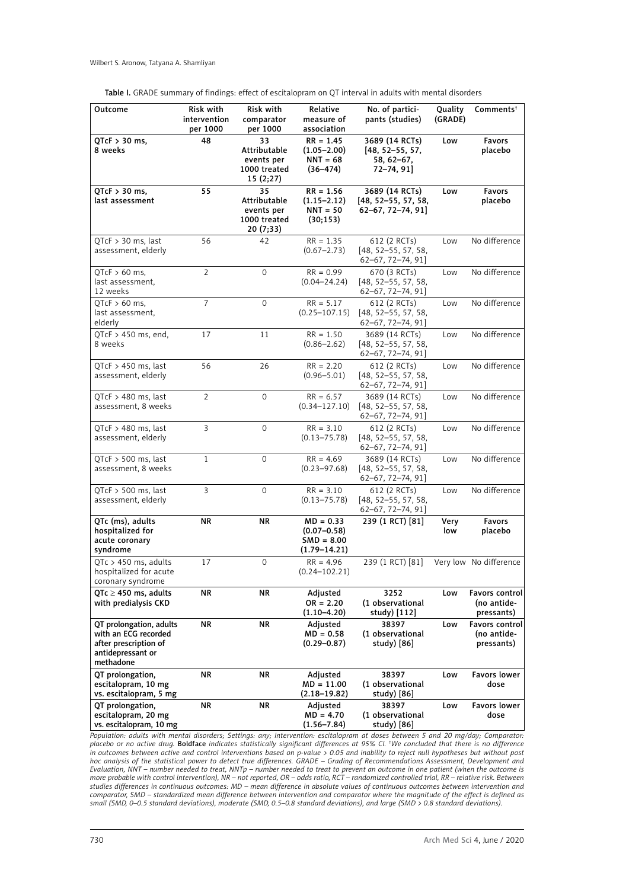Table I. GRADE summary of findings: effect of escitalopram on QT interval in adults with mental disorders

| Outcome | Risk with intervention per 1000 | Risk with comparator per 1000 | Relative measure of association | No. of participants (studies) | Quality (GRADE) | Comments[†] |
|---|---|---|---|---|---|---|
| **QTcF > 30 ms, 8 weeks** | **48** | **33 Attributable events per 1000 treated 15 (2;27)** | **RR = 1.45 (1.05–2.00) NNT = 68 (36–474)** | **3689 (14 RCTs) [48, 52–55, 57, 58, 62–67, 72–74, 91]** | **Low** | **Favors placebo** |
| **QTcF > 30 ms, last assessment** | **55** | **35 Attributable events per 1000 treated 20 (7;33)** | **RR = 1.56 (1.15–2.12) NNT = 50 (30;153)** | **3689 (14 RCTs) [48, 52–55, 57, 58, 62–67, 72–74, 91]** | **Low** | **Favors placebo** |
| QTcF > 30 ms, last assessment, elderly | 56 | 42 | RR = 1.35 (0.67–2.73) | 612 (2 RCTs) [48, 52–55, 57, 58, 62–67, 72–74, 91] | Low | No difference |
| QTcF > 60 ms, last assessment, 12 weeks | 2 | 0 | RR = 0.99 (0.04–24.24) | 670 (3 RCTs) [48, 52–55, 57, 58, 62–67, 72–74, 91] | Low | No difference |
| QTcF > 60 ms, last assessment, elderly | 7 | 0 | RR = 5.17 (0.25–107.15) | 612 (2 RCTs) [48, 52–55, 57, 58, 62–67, 72–74, 91] | Low | No difference |
| QTcF > 450 ms, end, 8 weeks | 17 | 11 | RR = 1.50 (0.86–2.62) | 3689 (14 RCTs) [48, 52–55, 57, 58, 62–67, 72–74, 91] | Low | No difference |
| QTcF > 450 ms, last assessment, elderly | 56 | 26 | RR = 2.20 (0.96–5.01) | 612 (2 RCTs) [48, 52–55, 57, 58, 62–67, 72–74, 91] | Low | No difference |
| QTcF > 480 ms, last assessment, 8 weeks | 2 | 0 | RR = 6.57 (0.34–127.10) | 3689 (14 RCTs) [48, 52–55, 57, 58, 62–67, 72–74, 91] | Low | No difference |
| QTcF > 480 ms, last assessment, elderly | 3 | 0 | RR = 3.10 (0.13–75.78) | 612 (2 RCTs) [48, 52–55, 57, 58, 62–67, 72–74, 91] | Low | No difference |
| QTcF > 500 ms, last assessment, 8 weeks | 1 | 0 | RR = 4.69 (0.23–97.68) | 3689 (14 RCTs) [48, 52–55, 57, 58, 62–67, 72–74, 91] | Low | No difference |
| QTcF > 500 ms, last assessment, elderly | 3 | 0 | RR = 3.10 (0.13–75.78) | 612 (2 RCTs) [48, 52–55, 57, 58, 62–67, 72–74, 91] | Low | No difference |
| **QTc (ms), adults hospitalized for acute coronary syndrome** | **NR** | **NR** | **MD = 0.33 (0.07–0.58) SMD = 8.00 (1.79–14.21)** | **239 (1 RCT) [81]** | **Very low** | **Favors placebo** |
| QTc > 450 ms, adults hospitalized for acute coronary syndrome | 17 | 0 | RR = 4.96 (0.24–102.21) | 239 (1 RCT) [81] | Very low | No difference |
| **QTc ≥ 450 ms, adults with predialysis CKD** | **NR** | **NR** | **Adjusted OR = 2.20 (1.10–4.20)** | **3252 (1 observational study) [112]** | **Low** | **Favors control (no antidepressants)** |
| **QT prolongation, adults with an ECG recorded after prescription of antidepressant or methadone** | **NR** | **NR** | **Adjusted MD = 0.58 (0.29–0.87)** | **38397 (1 observational study) [86]** | **Low** | **Favors control (no antidepressants)** |
| **QT prolongation, escitalopram, 10 mg vs. escitalopram, 5 mg** | **NR** | **NR** | **Adjusted MD = 11.00 (2.18–19.82)** | **38397 (1 observational study) [86]** | **Low** | **Favors lower dose** |
| **QT prolongation, escitalopram, 20 mg vs. escitalopram 10 mg** | **NR** | **NR** | **Adjusted MD = 4.70 (1.56–7.84)** | **38397 (1 observational study) [86]** | **Low** | **Favors lower dose** |

*Population: adults with mental disorders; Settings: any; Intervention: escitalopram at doses between 5 and 20 mg/day; Comparator: placebo or no active drug.* **Boldface** *indicates statistically significant differences at 95% CI. [†]We concluded that there is no difference in outcomes between active and control interventions based on p-value > 0.05 and inability to reject null hypotheses but without post hoc analysis of the statistical power to detect true differences. GRADE – Grading of Recommendations Assessment, Development and Evaluation, NNT – number needed to treat, NNTp – number needed to treat to prevent an outcome in one patient (when the outcome is more probable with control intervention), NR – not reported, OR – odds ratio, RCT – randomized controlled trial, RR – relative risk. Between studies differences in continuous outcomes: MD – mean difference in absolute values of continuous outcomes between intervention and comparator, SMD – standardized mean difference between intervention and comparator where the magnitude of the effect is defined as small (SMD, 0–0.5 standard deviations), moderate (SMD, 0.5–0.8 standard deviations), and large (SMD > 0.8 standard deviations).*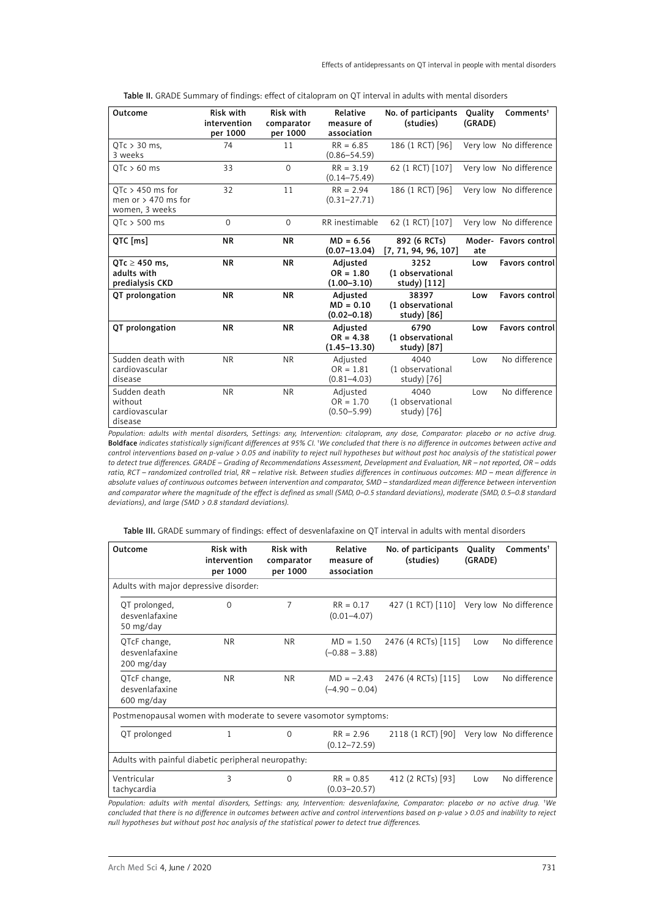**Table II.** GRADE Summary of findings: effect of citalopram on QT interval in adults with mental disorders

| Outcome | Risk with intervention per 1000 | Risk with comparator per 1000 | Relative measure of association | No. of participants (studies) | Quality (GRADE) | Comments† |
|---|---|---|---|---|---|---|
| QTc > 30 ms, 3 weeks | 74 | 11 | RR = 6.85 (0.86–54.59) | 186 (1 RCT) [96] | Very low | No difference |
| QTc > 60 ms | 33 | 0 | RR = 3.19 (0.14–75.49) | 62 (1 RCT) [107] | Very low | No difference |
| QTc > 450 ms for men or > 470 ms for women, 3 weeks | 32 | 11 | RR = 2.94 (0.31–27.71) | 186 (1 RCT) [96] | Very low | No difference |
| QTc > 500 ms | 0 | 0 | RR inestimable | 62 (1 RCT) [107] | Very low | No difference |
| **QTC [ms]** | **NR** | **NR** | **MD = 6.56 (0.07–13.04)** | **892 (6 RCTs) [7, 71, 94, 96, 107]** | **Moderate** | **Favors control** |
| **QTc ≥ 450 ms, adults with predialysis CKD** | **NR** | **NR** | **Adjusted OR = 1.80 (1.00–3.10)** | **3252 (1 observational study) [112]** | **Low** | **Favors control** |
| **QT prolongation** | **NR** | **NR** | **Adjusted MD = 0.10 (0.02–0.18)** | **38397 (1 observational study) [86]** | **Low** | **Favors control** |
| **QT prolongation** | **NR** | **NR** | **Adjusted OR = 4.38 (1.45–13.30)** | **6790 (1 observational study) [87]** | **Low** | **Favors control** |
| Sudden death with cardiovascular disease | NR | NR | Adjusted OR = 1.81 (0.81–4.03) | 4040 (1 observational study) [76] | Low | No difference |
| Sudden death without cardiovascular disease | NR | NR | Adjusted OR = 1.70 (0.50–5.99) | 4040 (1 observational study) [76] | Low | No difference |

*Population: adults with mental disorders, Settings: any, Intervention: citalopram, any dose, Comparator: placebo or no active drug.* **Boldface** *indicates statistically significant differences at 95% CI. †We concluded that there is no difference in outcomes between active and control interventions based on p-value > 0.05 and inability to reject null hypotheses but without post hoc analysis of the statistical power to detect true differences. GRADE – Grading of Recommendations Assessment, Development and Evaluation, NR – not reported, OR – odds ratio, RCT – randomized controlled trial, RR – relative risk. Between studies differences in continuous outcomes: MD – mean difference in absolute values of continuous outcomes between intervention and comparator, SMD – standardized mean difference between intervention and comparator where the magnitude of the effect is defined as small (SMD, 0–0.5 standard deviations), moderate (SMD, 0.5–0.8 standard deviations), and large (SMD > 0.8 standard deviations).*

**Table III.** GRADE summary of findings: effect of desvenlafaxine on QT interval in adults with mental disorders

| Outcome | Risk with intervention per 1000 | Risk with comparator per 1000 | Relative measure of association | No. of participants (studies) | Quality (GRADE) | Comments† |
|---|---|---|---|---|---|---|
| Adults with major depressive disorder: | | | | | | |
| QT prolonged, desvenlafaxine 50 mg/day | 0 | 7 | RR = 0.17 (0.01–4.07) | 427 (1 RCT) [110] | Very low | No difference |
| QTcF change, desvenlafaxine 200 mg/day | NR | NR | MD = 1.50 (–0.88 – 3.88) | 2476 (4 RCTs) [115] | Low | No difference |
| QTcF change, desvenlafaxine 600 mg/day | NR | NR | MD = –2.43 (–4.90 – 0.04) | 2476 (4 RCTs) [115] | Low | No difference |
| Postmenopausal women with moderate to severe vasomotor symptoms: | | | | | | |
| QT prolonged | 1 | 0 | RR = 2.96 (0.12–72.59) | 2118 (1 RCT) [90] | Very low | No difference |
| Adults with painful diabetic peripheral neuropathy: | | | | | | |
| Ventricular tachycardia | 3 | 0 | RR = 0.85 (0.03–20.57) | 412 (2 RCTs) [93] | Low | No difference |

*Population: adults with mental disorders, Settings: any, Intervention: desvenlafaxine, Comparator: placebo or no active drug. †We concluded that there is no difference in outcomes between active and control interventions based on p-value > 0.05 and inability to reject null hypotheses but without post hoc analysis of the statistical power to detect true differences.*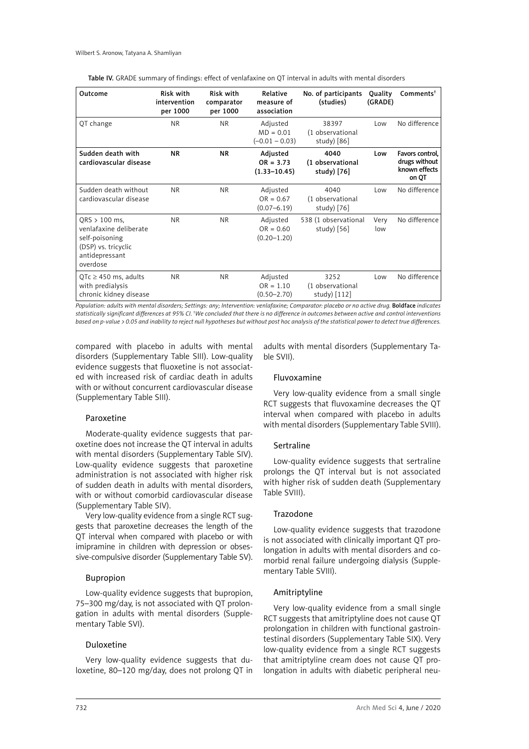Table IV. GRADE summary of findings: effect of venlafaxine on QT interval in adults with mental disorders

| Outcome | Risk with intervention per 1000 | Risk with comparator per 1000 | Relative measure of association | No. of participants (studies) | Quality (GRADE) | Comments[†] |
|---|---|---|---|---|---|---|
| QT change | NR | NR | Adjusted MD = 0.01 (–0.01 – 0.03) | 38397 (1 observational study) [86] | Low | No difference |
| **Sudden death with cardiovascular disease** | **NR** | **NR** | **Adjusted OR = 3.73 (1.33–10.45)** | **4040 (1 observational study) [76]** | **Low** | **Favors control, drugs without known effects on QT** |
| Sudden death without cardiovascular disease | NR | NR | Adjusted OR = 0.67 (0.07–6.19) | 4040 (1 observational study) [76] | Low | No difference |
| QRS > 100 ms, venlafaxine deliberate self-poisoning (DSP) vs. tricyclic antidepressant overdose | NR | NR | Adjusted OR = 0.60 (0.20–1.20) | 538 (1 observational study) [56] | Very low | No difference |
| QTc ≥ 450 ms, adults with predialysis chronic kidney disease | NR | NR | Adjusted OR = 1.10 (0.50–2.70) | 3252 (1 observational study) [112] | Low | No difference |

*Population: adults with mental disorders; Settings: any; Intervention: venlafaxine; Comparator: placebo or no active drug.* **Boldface** *indicates statistically significant differences at 95% CI. [†]We concluded that there is no difference in outcomes between active and control interventions based on p-value > 0.05 and inability to reject null hypotheses but without post hoc analysis of the statistical power to detect true differences.*

compared with placebo in adults with mental disorders (Supplementary Table SIII). Low-quality evidence suggests that fluoxetine is not associated with increased risk of cardiac death in adults with or without concurrent cardiovascular disease (Supplementary Table SIII).

### Paroxetine

Moderate-quality evidence suggests that paroxetine does not increase the QT interval in adults with mental disorders (Supplementary Table SIV). Low-quality evidence suggests that paroxetine administration is not associated with higher risk of sudden death in adults with mental disorders, with or without comorbid cardiovascular disease (Supplementary Table SIV).

Very low-quality evidence from a single RCT suggests that paroxetine decreases the length of the QT interval when compared with placebo or with imipramine in children with depression or obsessive-compulsive disorder (Supplementary Table SV).

### Bupropion

Low-quality evidence suggests that bupropion, 75–300 mg/day, is not associated with QT prolongation in adults with mental disorders (Supplementary Table SVI).

### Duloxetine

Very low-quality evidence suggests that duloxetine, 80–120 mg/day, does not prolong QT in adults with mental disorders (Supplementary Table SVII).

### Fluvoxamine

Very low-quality evidence from a small single RCT suggests that fluvoxamine decreases the QT interval when compared with placebo in adults with mental disorders (Supplementary Table SVIII).

### Sertraline

Low-quality evidence suggests that sertraline prolongs the QT interval but is not associated with higher risk of sudden death (Supplementary Table SVIII).

### Trazodone

Low-quality evidence suggests that trazodone is not associated with clinically important QT prolongation in adults with mental disorders and comorbid renal failure undergoing dialysis (Supplementary Table SVIII).

### Amitriptyline

Very low-quality evidence from a small single RCT suggests that amitriptyline does not cause QT prolongation in children with functional gastrointestinal disorders (Supplementary Table SIX). Very low-quality evidence from a single RCT suggests that amitriptyline cream does not cause QT prolongation in adults with diabetic peripheral neu-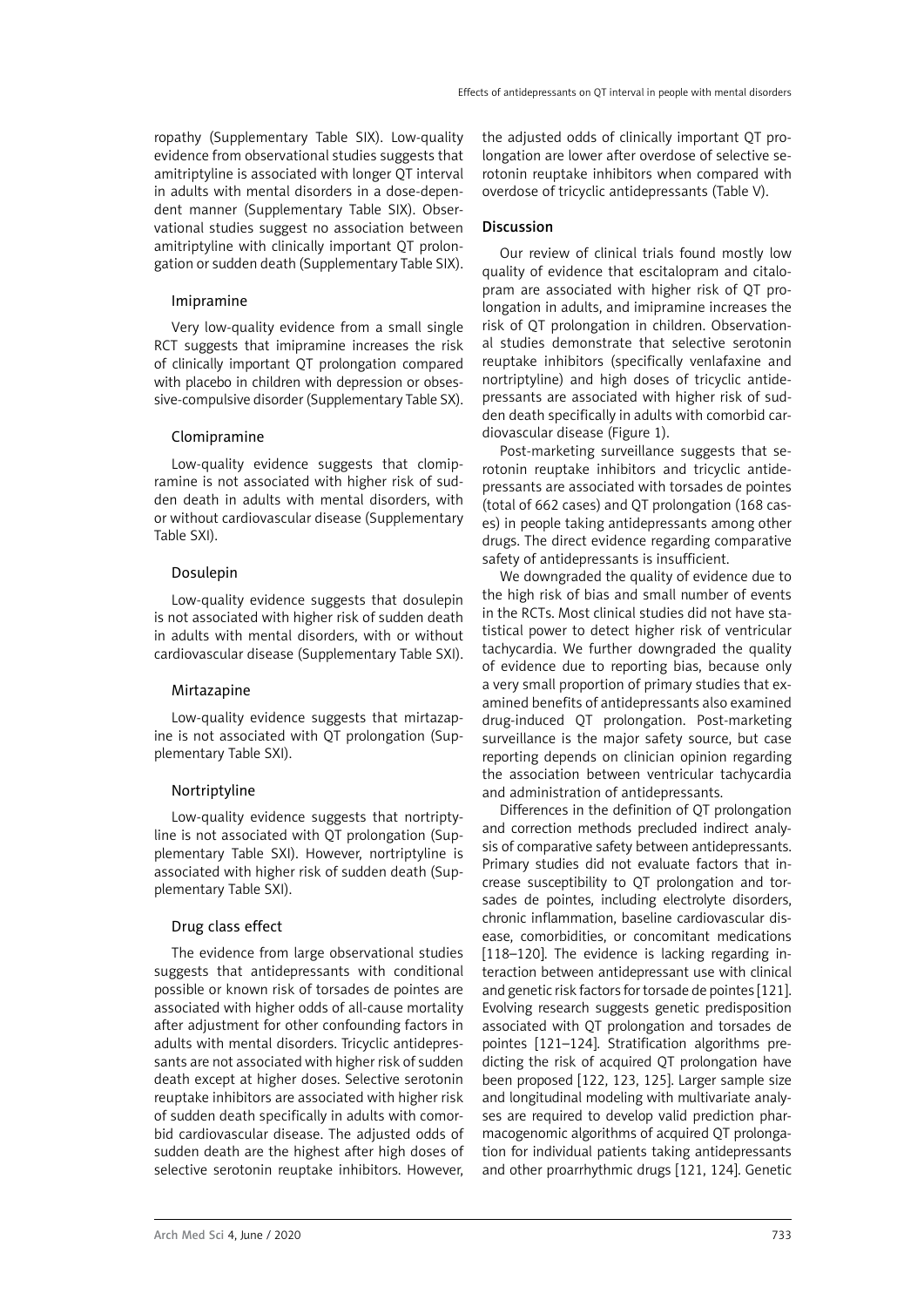ropathy (Supplementary Table SIX). Low-quality evidence from observational studies suggests that amitriptyline is associated with longer QT interval in adults with mental disorders in a dose-dependent manner (Supplementary Table SIX). Observational studies suggest no association between amitriptyline with clinically important QT prolongation or sudden death (Supplementary Table SIX).

### Imipramine

Very low-quality evidence from a small single RCT suggests that imipramine increases the risk of clinically important QT prolongation compared with placebo in children with depression or obsessive-compulsive disorder (Supplementary Table SX).

### Clomipramine

Low-quality evidence suggests that clomipramine is not associated with higher risk of sudden death in adults with mental disorders, with or without cardiovascular disease (Supplementary Table SXI).

### Dosulepin

Low-quality evidence suggests that dosulepin is not associated with higher risk of sudden death in adults with mental disorders, with or without cardiovascular disease (Supplementary Table SXI).

### Mirtazapine

Low-quality evidence suggests that mirtazapine is not associated with QT prolongation (Supplementary Table SXI).

### Nortriptyline

Low-quality evidence suggests that nortriptyline is not associated with QT prolongation (Supplementary Table SXI). However, nortriptyline is associated with higher risk of sudden death (Supplementary Table SXI).

### Drug class effect

The evidence from large observational studies suggests that antidepressants with conditional possible or known risk of torsades de pointes are associated with higher odds of all-cause mortality after adjustment for other confounding factors in adults with mental disorders. Tricyclic antidepressants are not associated with higher risk of sudden death except at higher doses. Selective serotonin reuptake inhibitors are associated with higher risk of sudden death specifically in adults with comorbid cardiovascular disease. The adjusted odds of sudden death are the highest after high doses of selective serotonin reuptake inhibitors. However, the adjusted odds of clinically important QT prolongation are lower after overdose of selective serotonin reuptake inhibitors when compared with overdose of tricyclic antidepressants (Table V).

## Discussion

Our review of clinical trials found mostly low quality of evidence that escitalopram and citalopram are associated with higher risk of QT prolongation in adults, and imipramine increases the risk of QT prolongation in children. Observational studies demonstrate that selective serotonin reuptake inhibitors (specifically venlafaxine and nortriptyline) and high doses of tricyclic antidepressants are associated with higher risk of sudden death specifically in adults with comorbid cardiovascular disease (Figure 1).

Post-marketing surveillance suggests that serotonin reuptake inhibitors and tricyclic antidepressants are associated with torsades de pointes (total of 662 cases) and QT prolongation (168 cases) in people taking antidepressants among other drugs. The direct evidence regarding comparative safety of antidepressants is insufficient.

We downgraded the quality of evidence due to the high risk of bias and small number of events in the RCTs. Most clinical studies did not have statistical power to detect higher risk of ventricular tachycardia. We further downgraded the quality of evidence due to reporting bias, because only a very small proportion of primary studies that examined benefits of antidepressants also examined drug-induced QT prolongation. Post-marketing surveillance is the major safety source, but case reporting depends on clinician opinion regarding the association between ventricular tachycardia and administration of antidepressants.

Differences in the definition of QT prolongation and correction methods precluded indirect analysis of comparative safety between antidepressants. Primary studies did not evaluate factors that increase susceptibility to QT prolongation and torsades de pointes, including electrolyte disorders, chronic inflammation, baseline cardiovascular disease, comorbidities, or concomitant medications [118–120]. The evidence is lacking regarding interaction between antidepressant use with clinical and genetic risk factors for torsade de pointes [121]. Evolving research suggests genetic predisposition associated with QT prolongation and torsades de pointes [121–124]. Stratification algorithms predicting the risk of acquired QT prolongation have been proposed [122, 123, 125]. Larger sample size and longitudinal modeling with multivariate analyses are required to develop valid prediction pharmacogenomic algorithms of acquired QT prolongation for individual patients taking antidepressants and other proarrhythmic drugs [121, 124]. Genetic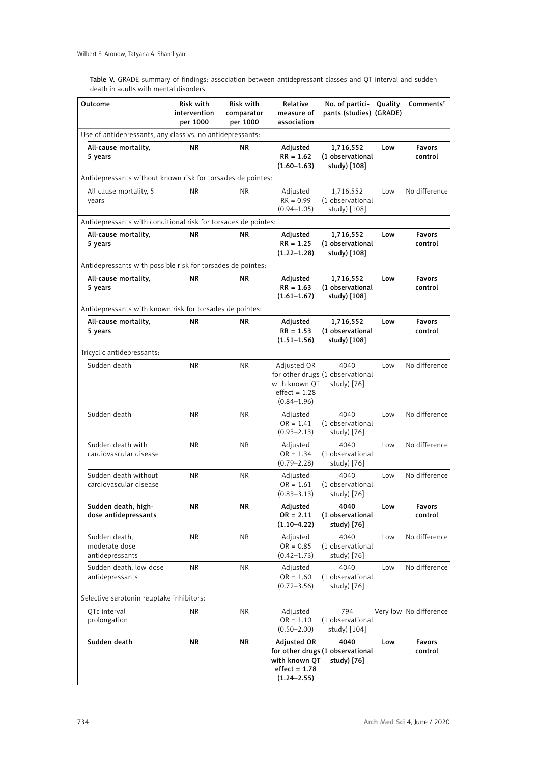**Table V.** GRADE summary of findings: association between antidepressant classes and QT interval and sudden death in adults with mental disorders

| Outcome | Risk with intervention per 1000 | Risk with comparator per 1000 | Relative measure of association | No. of participants (studies) | Quality (GRADE) | Comments[†] |
|---|---|---|---|---|---|---|
| Use of antidepressants, any class vs. no antidepressants: | | | | | | |
| **All-cause mortality, 5 years** | **NR** | **NR** | **Adjusted RR = 1.62 (1.60–1.63)** | **1,716,552 (1 observational study) [108]** | **Low** | **Favors control** |
| Antidepressants without known risk for torsades de pointes: | | | | | | |
| All-cause mortality, 5 years | NR | NR | Adjusted RR = 0.99 (0.94–1.05) | 1,716,552 (1 observational study) [108] | Low | No difference |
| Antidepressants with conditional risk for torsades de pointes: | | | | | | |
| **All-cause mortality, 5 years** | **NR** | **NR** | **Adjusted RR = 1.25 (1.22–1.28)** | **1,716,552 (1 observational study) [108]** | **Low** | **Favors control** |
| Antidepressants with possible risk for torsades de pointes: | | | | | | |
| **All-cause mortality, 5 years** | **NR** | **NR** | **Adjusted RR = 1.63 (1.61–1.67)** | **1,716,552 (1 observational study) [108]** | **Low** | **Favors control** |
| Antidepressants with known risk for torsades de pointes: | | | | | | |
| **All-cause mortality, 5 years** | **NR** | **NR** | **Adjusted RR = 1.53 (1.51–1.56)** | **1,716,552 (1 observational study) [108]** | **Low** | **Favors control** |
| Tricyclic antidepressants: | | | | | | |
| Sudden death | NR | NR | Adjusted OR for other drugs with known QT effect = 1.28 (0.84–1.96) | 4040 (1 observational study) [76] | Low | No difference |
| Sudden death | NR | NR | Adjusted OR = 1.41 (0.93–2.13) | 4040 (1 observational study) [76] | Low | No difference |
| Sudden death with cardiovascular disease | NR | NR | Adjusted OR = 1.34 (0.79–2.28) | 4040 (1 observational study) [76] | Low | No difference |
| Sudden death without cardiovascular disease | NR | NR | Adjusted OR = 1.61 (0.83–3.13) | 4040 (1 observational study) [76] | Low | No difference |
| **Sudden death, high-dose antidepressants** | **NR** | **NR** | **Adjusted OR = 2.11 (1.10–4.22)** | **4040 (1 observational study) [76]** | **Low** | **Favors control** |
| Sudden death, moderate-dose antidepressants | NR | NR | Adjusted OR = 0.85 (0.42–1.73) | 4040 (1 observational study) [76] | Low | No difference |
| Sudden death, low-dose antidepressants | NR | NR | Adjusted OR = 1.60 (0.72–3.56) | 4040 (1 observational study) [76] | Low | No difference |
| Selective serotonin reuptake inhibitors: | | | | | | |
| QTc interval prolongation | NR | NR | Adjusted OR = 1.10 (0.50–2.00) | 794 (1 observational study) [104] | Very low | No difference |
| **Sudden death** | **NR** | **NR** | **Adjusted OR for other drugs with known QT effect = 1.78 (1.24–2.55)** | **4040 (1 observational study) [76]** | **Low** | **Favors control** |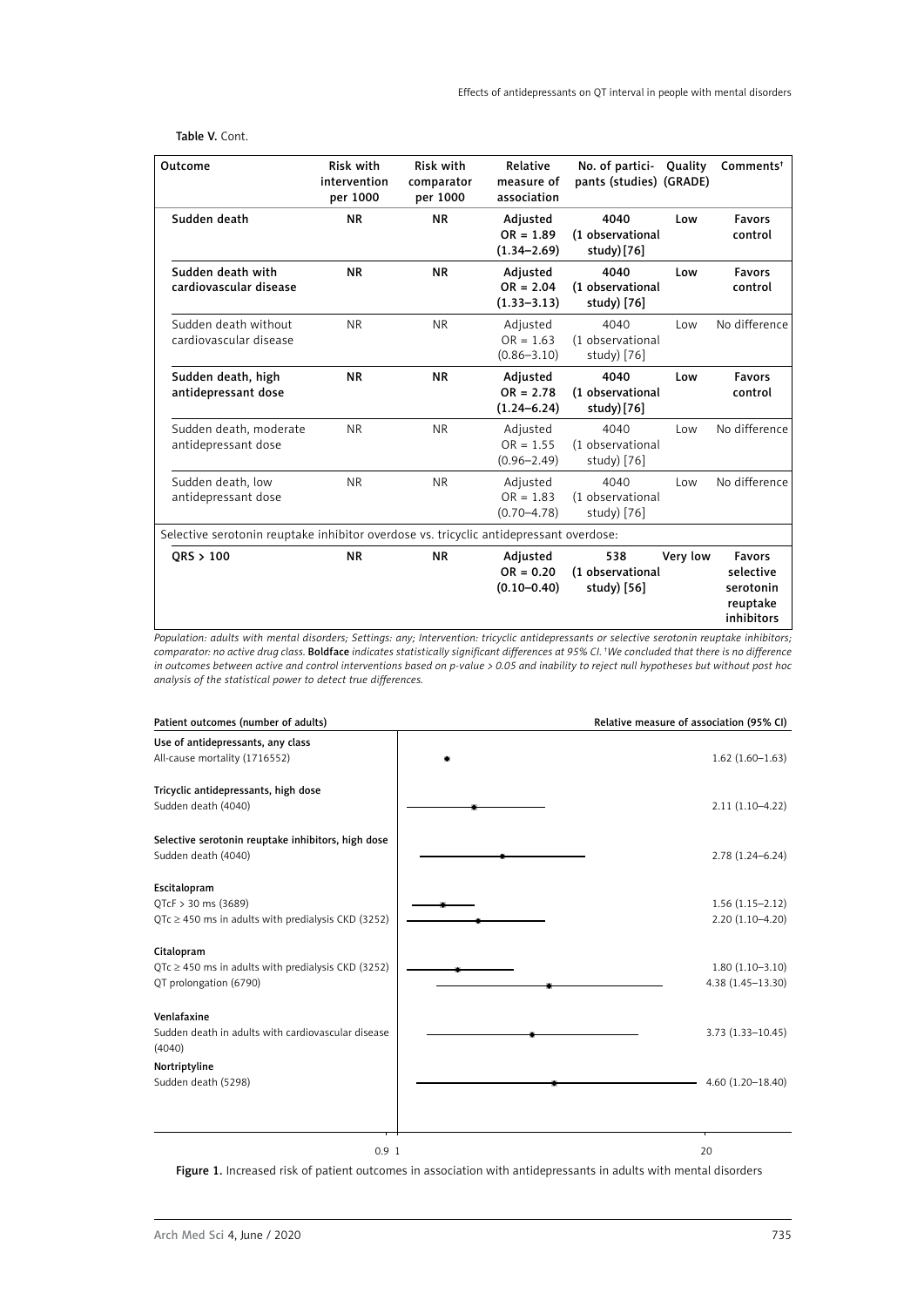Table V. Cont.

| Outcome | Risk with intervention per 1000 | Risk with comparator per 1000 | Relative measure of association | No. of participants (studies) | Quality (GRADE) | Comments[†] |
|---|---|---|---|---|---|---|
| **Sudden death** | **NR** | **NR** | **Adjusted OR = 1.89 (1.34–2.69)** | **4040 (1 observational study) [76]** | **Low** | **Favors control** |
| **Sudden death with cardiovascular disease** | **NR** | **NR** | **Adjusted OR = 2.04 (1.33–3.13)** | **4040 (1 observational study) [76]** | **Low** | **Favors control** |
| Sudden death without cardiovascular disease | NR | NR | Adjusted OR = 1.63 (0.86–3.10) | 4040 (1 observational study) [76] | Low | No difference |
| **Sudden death, high antidepressant dose** | **NR** | **NR** | **Adjusted OR = 2.78 (1.24–6.24)** | **4040 (1 observational study) [76]** | **Low** | **Favors control** |
| Sudden death, moderate antidepressant dose | NR | NR | Adjusted OR = 1.55 (0.96–2.49) | 4040 (1 observational study) [76] | Low | No difference |
| Sudden death, low antidepressant dose | NR | NR | Adjusted OR = 1.83 (0.70–4.78) | 4040 (1 observational study) [76] | Low | No difference |
| Selective serotonin reuptake inhibitor overdose vs. tricyclic antidepressant overdose: | | | | | | |
| **QRS > 100** | **NR** | **NR** | **Adjusted OR = 0.20 (0.10–0.40)** | **538 (1 observational study) [56]** | **Very low** | **Favors selective serotonin reuptake inhibitors** |

*Population: adults with mental disorders; Settings: any; Intervention: tricyclic antidepressants or selective serotonin reuptake inhibitors; comparator: no active drug class.* **Boldface** *indicates statistically significant differences at 95% CI.* [†]*We concluded that there is no difference in outcomes between active and control interventions based on p-value > 0.05 and inability to reject null hypotheses but without post hoc analysis of the statistical power to detect true differences.*

| Patient outcomes (number of adults) | Relative measure of association (95% CI) |
|---|---|
| **Use of antidepressants, any class** | |
| All-cause mortality (1716552) | 1.62 (1.60–1.63) |
| **Tricyclic antidepressants, high dose** | |
| Sudden death (4040) | 2.11 (1.10–4.22) |
| **Selective serotonin reuptake inhibitors, high dose** | |
| Sudden death (4040) | 2.78 (1.24–6.24) |
| **Escitalopram** | |
| QTcF > 30 ms (3689) | 1.56 (1.15–2.12) |
| QTc ≥ 450 ms in adults with predialysis CKD (3252) | 2.20 (1.10–4.20) |
| **Citalopram** | |
| QTc ≥ 450 ms in adults with predialysis CKD (3252) | 1.80 (1.10–3.10) |
| QT prolongation (6790) | 4.38 (1.45–13.30) |
| **Venlafaxine** | |
| Sudden death in adults with cardiovascular disease (4040) | 3.73 (1.33–10.45) |
| **Nortriptyline** | |
| Sudden death (5298) | 4.60 (1.20–18.40) |

0.9 1 20

**Figure 1.** Increased risk of patient outcomes in association with antidepressants in adults with mental disorders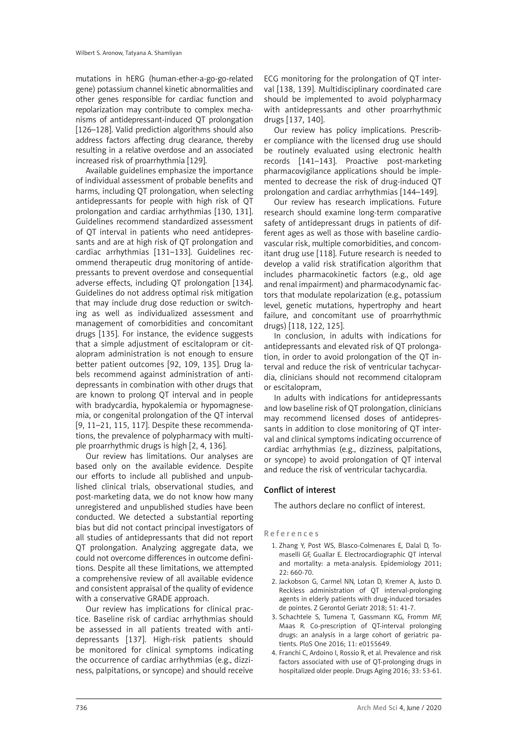mutations in hERG (human-ether-a-go-go-related gene) potassium channel kinetic abnormalities and other genes responsible for cardiac function and repolarization may contribute to complex mechanisms of antidepressant-induced QT prolongation [126–128]. Valid prediction algorithms should also address factors affecting drug clearance, thereby resulting in a relative overdose and an associated increased risk of proarrhythmia [129].

Available guidelines emphasize the importance of individual assessment of probable benefits and harms, including QT prolongation, when selecting antidepressants for people with high risk of QT prolongation and cardiac arrhythmias [130, 131]. Guidelines recommend standardized assessment of QT interval in patients who need antidepressants and are at high risk of QT prolongation and cardiac arrhythmias [131–133]. Guidelines recommend therapeutic drug monitoring of antidepressants to prevent overdose and consequential adverse effects, including QT prolongation [134]. Guidelines do not address optimal risk mitigation that may include drug dose reduction or switching as well as individualized assessment and management of comorbidities and concomitant drugs [135]. For instance, the evidence suggests that a simple adjustment of escitalopram or citalopram administration is not enough to ensure better patient outcomes [92, 109, 135]. Drug labels recommend against administration of antidepressants in combination with other drugs that are known to prolong QT interval and in people with bradycardia, hypokalemia or hypomagnesemia, or congenital prolongation of the QT interval [9, 11–21, 115, 117]. Despite these recommendations, the prevalence of polypharmacy with multiple proarrhythmic drugs is high [2, 4, 136].

Our review has limitations. Our analyses are based only on the available evidence. Despite our efforts to include all published and unpublished clinical trials, observational studies, and post-marketing data, we do not know how many unregistered and unpublished studies have been conducted. We detected a substantial reporting bias but did not contact principal investigators of all studies of antidepressants that did not report QT prolongation. Analyzing aggregate data, we could not overcome differences in outcome definitions. Despite all these limitations, we attempted a comprehensive review of all available evidence and consistent appraisal of the quality of evidence with a conservative GRADE approach.

Our review has implications for clinical practice. Baseline risk of cardiac arrhythmias should be assessed in all patients treated with antidepressants [137]. High-risk patients should be monitored for clinical symptoms indicating the occurrence of cardiac arrhythmias (e.g., dizziness, palpitations, or syncope) and should receive ECG monitoring for the prolongation of QT interval [138, 139]. Multidisciplinary coordinated care should be implemented to avoid polypharmacy with antidepressants and other proarrhythmic drugs [137, 140].

Our review has policy implications. Prescriber compliance with the licensed drug use should be routinely evaluated using electronic health records [141–143]. Proactive post-marketing pharmacovigilance applications should be implemented to decrease the risk of drug-induced QT prolongation and cardiac arrhythmias [144–149].

Our review has research implications. Future research should examine long-term comparative safety of antidepressant drugs in patients of different ages as well as those with baseline cardiovascular risk, multiple comorbidities, and concomitant drug use [118]. Future research is needed to develop a valid risk stratification algorithm that includes pharmacokinetic factors (e.g., old age and renal impairment) and pharmacodynamic factors that modulate repolarization (e.g., potassium level, genetic mutations, hypertrophy and heart failure, and concomitant use of proarrhythmic drugs) [118, 122, 125].

In conclusion, in adults with indications for antidepressants and elevated risk of QT prolongation, in order to avoid prolongation of the QT interval and reduce the risk of ventricular tachycardia, clinicians should not recommend citalopram or escitalopram,

In adults with indications for antidepressants and low baseline risk of QT prolongation, clinicians may recommend licensed doses of antidepressants in addition to close monitoring of QT interval and clinical symptoms indicating occurrence of cardiac arrhythmias (e.g., dizziness, palpitations, or syncope) to avoid prolongation of QT interval and reduce the risk of ventricular tachycardia.

## Conflict of interest

The authors declare no conflict of interest.

## References

1. Zhang Y, Post WS, Blasco-Colmenares E, Dalal D, Tomaselli GF, Guallar E. Electrocardiographic QT interval and mortality: a meta-analysis. Epidemiology 2011; 22: 660-70.
2. Jackobson G, Carmel NN, Lotan D, Kremer A, Justo D. Reckless administration of QT interval-prolonging agents in elderly patients with drug-induced torsades de pointes. Z Gerontol Geriatr 2018; 51: 41-7.
3. Schachtele S, Tumena T, Gassmann KG, Fromm MF, Maas R. Co-prescription of QT-interval prolonging drugs: an analysis in a large cohort of geriatric patients. PloS One 2016; 11: e0155649.
4. Franchi C, Ardoino I, Rossio R, et al. Prevalence and risk factors associated with use of QT-prolonging drugs in hospitalized older people. Drugs Aging 2016; 33: 53-61.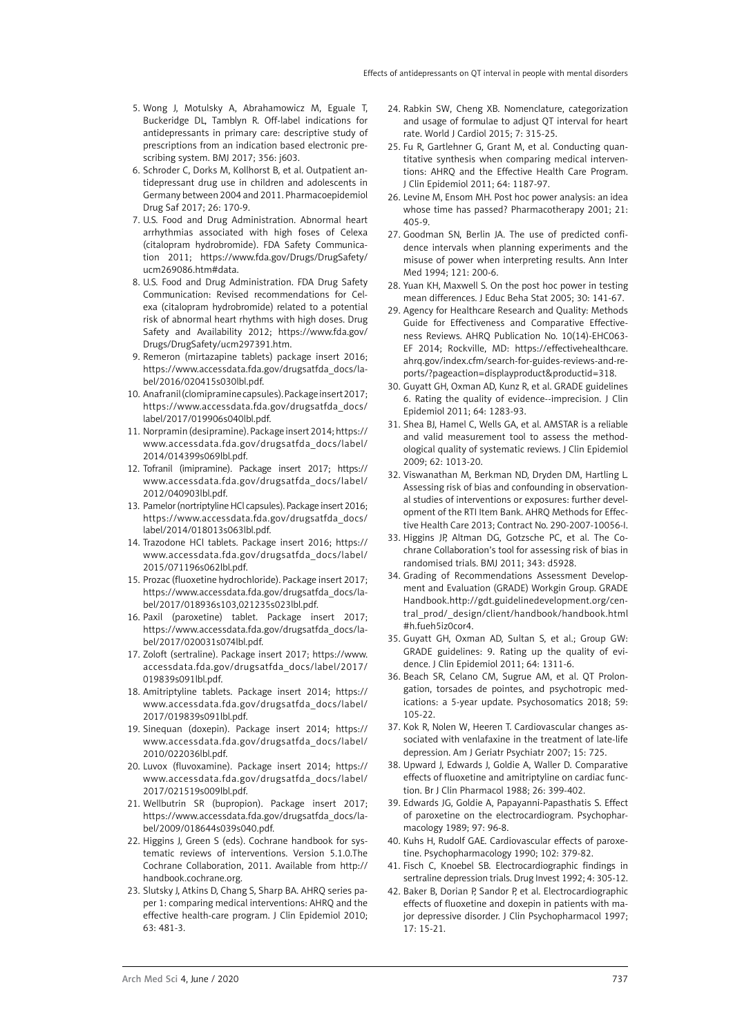5. Wong J, Motulsky A, Abrahamowicz M, Eguale T, Buckeridge DL, Tamblyn R. Off-label indications for antidepressants in primary care: descriptive study of prescriptions from an indication based electronic prescribing system. BMJ 2017; 356: j603.
6. Schroder C, Dorks M, Kollhorst B, et al. Outpatient antidepressant drug use in children and adolescents in Germany between 2004 and 2011. Pharmacoepidemiol Drug Saf 2017; 26: 170-9.
7. U.S. Food and Drug Administration. Abnormal heart arrhythmias associated with high foses of Celexa (citalopram hydrobromide). FDA Safety Communication 2011; https://www.fda.gov/Drugs/DrugSafety/ucm269086.htm#data.
8. U.S. Food and Drug Administration. FDA Drug Safety Communication: Revised recommendations for Celexa (citalopram hydrobromide) related to a potential risk of abnormal heart rhythms with high doses. Drug Safety and Availability 2012; https://www.fda.gov/Drugs/DrugSafety/ucm297391.htm.
9. Remeron (mirtazapine tablets) package insert 2016; https://www.accessdata.fda.gov/drugsatfda_docs/label/2016/020415s030lbl.pdf.
10. Anafranil (clomipramine capsules). Package insert 2017; https://www.accessdata.fda.gov/drugsatfda_docs/label/2017/019906s040lbl.pdf.
11. Norpramin (desipramine). Package insert 2014; https://www.accessdata.fda.gov/drugsatfda_docs/label/2014/014399s069lbl.pdf.
12. Tofranil (imipramine). Package insert 2017; https://www.accessdata.fda.gov/drugsatfda_docs/label/2012/040903lbl.pdf.
13. Pamelor (nortriptyline HCl capsules). Package insert 2016; https://www.accessdata.fda.gov/drugsatfda_docs/label/2014/018013s063lbl.pdf.
14. Trazodone HCl tablets. Package insert 2016; https://www.accessdata.fda.gov/drugsatfda_docs/label/2015/071196s062lbl.pdf.
15. Prozac (fluoxetine hydrochloride). Package insert 2017; https://www.accessdata.fda.gov/drugsatfda_docs/label/2017/018936s103,021235s023lbl.pdf.
16. Paxil (paroxetine) tablet. Package insert 2017; https://www.accessdata.fda.gov/drugsatfda_docs/label/2017/020031s074lbl.pdf.
17. Zoloft (sertraline). Package insert 2017; https://www.accessdata.fda.gov/drugsatfda_docs/label/2017/019839s091lbl.pdf.
18. Amitriptyline tablets. Package insert 2014; https://www.accessdata.fda.gov/drugsatfda_docs/label/2017/019839s091lbl.pdf.
19. Sinequan (doxepin). Package insert 2014; https://www.accessdata.fda.gov/drugsatfda_docs/label/2010/022036lbl.pdf.
20. Luvox (fluvoxamine). Package insert 2014; https://www.accessdata.fda.gov/drugsatfda_docs/label/2017/021519s009lbl.pdf.
21. Wellbutrin SR (bupropion). Package insert 2017; https://www.accessdata.fda.gov/drugsatfda_docs/label/2009/018644s039s040.pdf.
22. Higgins J, Green S (eds). Cochrane handbook for systematic reviews of interventions. Version 5.1.0.The Cochrane Collaboration, 2011. Available from http://handbook.cochrane.org.
23. Slutsky J, Atkins D, Chang S, Sharp BA. AHRQ series paper 1: comparing medical interventions: AHRQ and the effective health-care program. J Clin Epidemiol 2010; 63: 481-3.
24. Rabkin SW, Cheng XB. Nomenclature, categorization and usage of formulae to adjust QT interval for heart rate. World J Cardiol 2015; 7: 315-25.
25. Fu R, Gartlehner G, Grant M, et al. Conducting quantitative synthesis when comparing medical interventions: AHRQ and the Effective Health Care Program. J Clin Epidemiol 2011; 64: 1187-97.
26. Levine M, Ensom MH. Post hoc power analysis: an idea whose time has passed? Pharmacotherapy 2001; 21: 405-9.
27. Goodman SN, Berlin JA. The use of predicted confidence intervals when planning experiments and the misuse of power when interpreting results. Ann Inter Med 1994; 121: 200-6.
28. Yuan KH, Maxwell S. On the post hoc power in testing mean differences. J Educ Beha Stat 2005; 30: 141-67.
29. Agency for Healthcare Research and Quality: Methods Guide for Effectiveness and Comparative Effectiveness Reviews. AHRQ Publication No. 10(14)-EHC063-EF 2014; Rockville, MD: https://effectivehealthcare.ahrq.gov/index.cfm/search-for-guides-reviews-and-reports/?pageaction=displayproduct&productid=318.
30. Guyatt GH, Oxman AD, Kunz R, et al. GRADE guidelines 6. Rating the quality of evidence--imprecision. J Clin Epidemiol 2011; 64: 1283-93.
31. Shea BJ, Hamel C, Wells GA, et al. AMSTAR is a reliable and valid measurement tool to assess the methodological quality of systematic reviews. J Clin Epidemiol 2009; 62: 1013-20.
32. Viswanathan M, Berkman ND, Dryden DM, Hartling L. Assessing risk of bias and confounding in observational studies of interventions or exposures: further development of the RTI Item Bank. AHRQ Methods for Effective Health Care 2013; Contract No. 290-2007-10056-I.
33. Higgins JP, Altman DG, Gotzsche PC, et al. The Cochrane Collaboration's tool for assessing risk of bias in randomised trials. BMJ 2011; 343: d5928.
34. Grading of Recommendations Assessment Development and Evaluation (GRADE) Workgin Group. GRADE Handbook.http://gdt.guidelinedevelopment.org/central_prod/_design/client/handbook/handbook.html#h.fueh5iz0cor4.
35. Guyatt GH, Oxman AD, Sultan S, et al.; Group GW: GRADE guidelines: 9. Rating up the quality of evidence. J Clin Epidemiol 2011; 64: 1311-6.
36. Beach SR, Celano CM, Sugrue AM, et al. QT Prolongation, torsades de pointes, and psychotropic medications: a 5-year update. Psychosomatics 2018; 59: 105-22.
37. Kok R, Nolen W, Heeren T. Cardiovascular changes associated with venlafaxine in the treatment of late-life depression. Am J Geriatr Psychiatr 2007; 15: 725.
38. Upward J, Edwards J, Goldie A, Waller D. Comparative effects of fluoxetine and amitriptyline on cardiac function. Br J Clin Pharmacol 1988; 26: 399-402.
39. Edwards JG, Goldie A, Papayanni-Papasthatis S. Effect of paroxetine on the electrocardiogram. Psychopharmacology 1989; 97: 96-8.
40. Kuhs H, Rudolf GAE. Cardiovascular effects of paroxetine. Psychopharmacology 1990; 102: 379-82.
41. Fisch C, Knoebel SB. Electrocardiographic findings in sertraline depression trials. Drug Invest 1992; 4: 305-12.
42. Baker B, Dorian P, Sandor P, et al. Electrocardiographic effects of fluoxetine and doxepin in patients with major depressive disorder. J Clin Psychopharmacol 1997; 17: 15-21.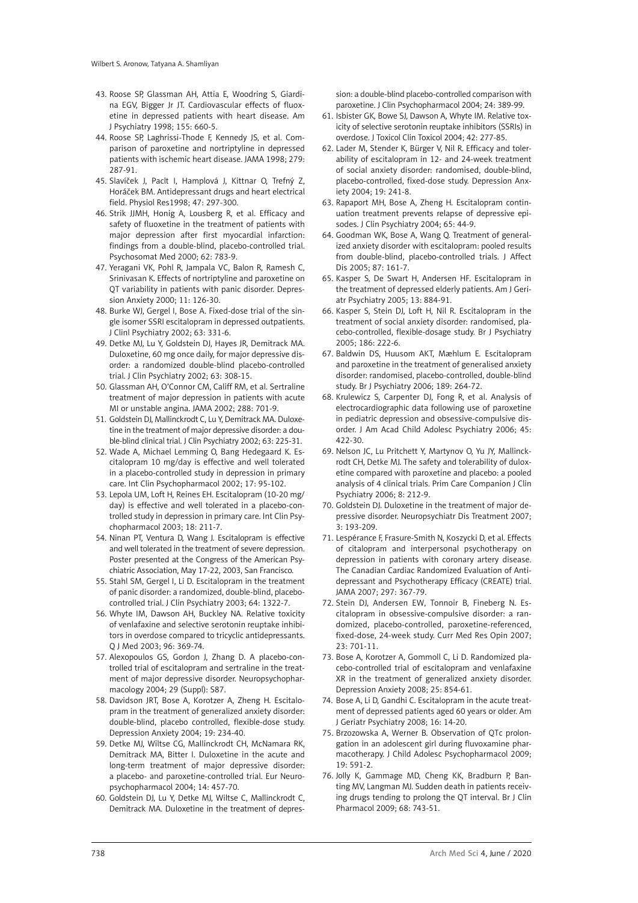43. Roose SP, Glassman AH, Attia E, Woodring S, Giardina EGV, Bigger Jr JT. Cardiovascular effects of fluoxetine in depressed patients with heart disease. Am J Psychiatry 1998; 155: 660-5.
44. Roose SP, Laghrissi-Thode F, Kennedy JS, et al. Comparison of paroxetine and nortriptyline in depressed patients with ischemic heart disease. JAMA 1998; 279: 287-91.
45. Slavíček J, Paclt I, Hamplová J, Kittnar O, Trefný Z, Horáček BM. Antidepressant drugs and heart electrical field. Physiol Res1998; 47: 297-300.
46. Strik JJMH, Honig A, Lousberg R, et al. Efficacy and safety of fluoxetine in the treatment of patients with major depression after first myocardial infarction: findings from a double-blind, placebo-controlled trial. Psychosomat Med 2000; 62: 783-9.
47. Yeragani VK, Pohl R, Jampala VC, Balon R, Ramesh C, Srinivasan K. Effects of nortriptyline and paroxetine on QT variability in patients with panic disorder. Depression Anxiety 2000; 11: 126-30.
48. Burke WJ, Gergel I, Bose A. Fixed-dose trial of the single isomer SSRI escitalopram in depressed outpatients. J Clinl Psychiatry 2002; 63: 331-6.
49. Detke MJ, Lu Y, Goldstein DJ, Hayes JR, Demitrack MA. Duloxetine, 60 mg once daily, for major depressive disorder: a randomized double-blind placebo-controlled trial. J Clin Psychiatry 2002; 63: 308-15.
50. Glassman AH, O'Connor CM, Califf RM, et al. Sertraline treatment of major depression in patients with acute MI or unstable angina. JAMA 2002; 288: 701-9.
51. Goldstein DJ, Mallinckrodt C, Lu Y, Demitrack MA. Duloxetine in the treatment of major depressive disorder: a double-blind clinical trial. J Clin Psychiatry 2002; 63: 225-31.
52. Wade A, Michael Lemming O, Bang Hedegaard K. Escitalopram 10 mg/day is effective and well tolerated in a placebo-controlled study in depression in primary care. Int Clin Psychopharmacol 2002; 17: 95-102.
53. Lepola UM, Loft H, Reines EH. Escitalopram (10-20 mg/day) is effective and well tolerated in a placebo-controlled study in depression in primary care. Int Clin Psychopharmacol 2003; 18: 211-7.
54. Ninan PT, Ventura D, Wang J. Escitalopram is effective and well tolerated in the treatment of severe depression. Poster presented at the Congress of the American Psychiatric Association, May 17-22, 2003, San Francisco.
55. Stahl SM, Gergel I, Li D. Escitalopram in the treatment of panic disorder: a randomized, double-blind, placebo-controlled trial. J Clin Psychiatry 2003; 64: 1322-7.
56. Whyte IM, Dawson AH, Buckley NA. Relative toxicity of venlafaxine and selective serotonin reuptake inhibitors in overdose compared to tricyclic antidepressants. Q J Med 2003; 96: 369-74.
57. Alexopoulos GS, Gordon J, Zhang D. A placebo-controlled trial of escitalopram and sertraline in the treatment of major depressive disorder. Neuropsychopharmacology 2004; 29 (Suppl): S87.
58. Davidson JRT, Bose A, Korotzer A, Zheng H. Escitalopram in the treatment of generalized anxiety disorder: double-blind, placebo controlled, flexible-dose study. Depression Anxiety 2004; 19: 234-40.
59. Detke MJ, Wiltse CG, Mallinckrodt CH, McNamara RK, Demitrack MA, Bitter I. Duloxetine in the acute and long-term treatment of major depressive disorder: a placebo- and paroxetine-controlled trial. Eur Neuropsychopharmacol 2004; 14: 457-70.
60. Goldstein DJ, Lu Y, Detke MJ, Wiltse C, Mallinckrodt C, Demitrack MA. Duloxetine in the treatment of depression: a double-blind placebo-controlled comparison with paroxetine. J Clin Psychopharmacol 2004; 24: 389-99.
61. Isbister GK, Bowe SJ, Dawson A, Whyte IM. Relative toxicity of selective serotonin reuptake inhibitors (SSRIs) in overdose. J Toxicol Clin Toxicol 2004; 42: 277-85.
62. Lader M, Stender K, Bürger V, Nil R. Efficacy and tolerability of escitalopram in 12- and 24-week treatment of social anxiety disorder: randomised, double-blind, placebo-controlled, fixed-dose study. Depression Anxiety 2004; 19: 241-8.
63. Rapaport MH, Bose A, Zheng H. Escitalopram continuation treatment prevents relapse of depressive episodes. J Clin Psychiatry 2004; 65: 44-9.
64. Goodman WK, Bose A, Wang Q. Treatment of generalized anxiety disorder with escitalopram: pooled results from double-blind, placebo-controlled trials. J Affect Dis 2005; 87: 161-7.
65. Kasper S, De Swart H, Andersen HF. Escitalopram in the treatment of depressed elderly patients. Am J Geriatr Psychiatry 2005; 13: 884-91.
66. Kasper S, Stein DJ, Loft H, Nil R. Escitalopram in the treatment of social anxiety disorder: randomised, placebo-controlled, flexible-dosage study. Br J Psychiatry 2005; 186: 222-6.
67. Baldwin DS, Huusom AKT, Mæhlum E. Escitalopram and paroxetine in the treatment of generalised anxiety disorder: randomised, placebo-controlled, double-blind study. Br J Psychiatry 2006; 189: 264-72.
68. Krulewicz S, Carpenter DJ, Fong R, et al. Analysis of electrocardiographic data following use of paroxetine in pediatric depression and obsessive-compulsive disorder. J Am Acad Child Adolesc Psychiatry 2006; 45: 422-30.
69. Nelson JC, Lu Pritchett Y, Martynov O, Yu JY, Mallinckrodt CH, Detke MJ. The safety and tolerability of duloxetine compared with paroxetine and placebo: a pooled analysis of 4 clinical trials. Prim Care Companion J Clin Psychiatry 2006; 8: 212-9.
70. Goldstein DJ. Duloxetine in the treatment of major depressive disorder. Neuropsychiatr Dis Treatment 2007; 3: 193-209.
71. Lespérance F, Frasure-Smith N, Koszycki D, et al. Effects of citalopram and interpersonal psychotherapy on depression in patients with coronary artery disease. The Canadian Cardiac Randomized Evaluation of Antidepressant and Psychotherapy Efficacy (CREATE) trial. JAMA 2007; 297: 367-79.
72. Stein DJ, Andersen EW, Tonnoir B, Fineberg N. Escitalopram in obsessive-compulsive disorder: a randomized, placebo-controlled, paroxetine-referenced, fixed-dose, 24-week study. Curr Med Res Opin 2007; 23: 701-11.
73. Bose A, Korotzer A, Gommoll C, Li D. Randomized placebo-controlled trial of escitalopram and venlafaxine XR in the treatment of generalized anxiety disorder. Depression Anxiety 2008; 25: 854-61.
74. Bose A, Li D, Gandhi C. Escitalopram in the acute treatment of depressed patients aged 60 years or older. Am J Geriatr Psychiatry 2008; 16: 14-20.
75. Brzozowska A, Werner B. Observation of QTc prolongation in an adolescent girl during fluvoxamine pharmacotherapy. J Child Adolesc Psychopharmacol 2009; 19: 591-2.
76. Jolly K, Gammage MD, Cheng KK, Bradburn P, Banting MV, Langman MJ. Sudden death in patients receiving drugs tending to prolong the QT interval. Br J Clin Pharmacol 2009; 68: 743-51.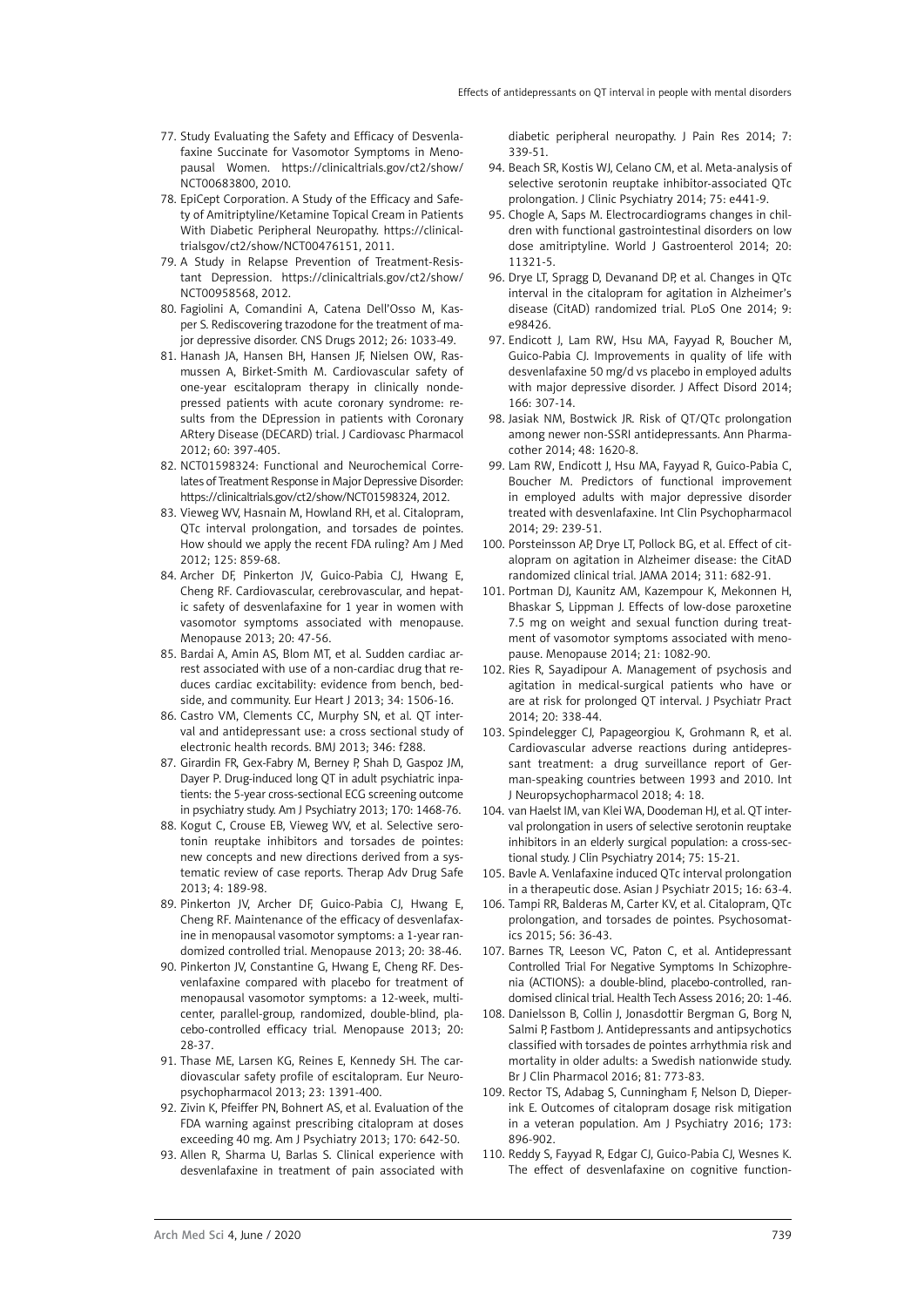77. Study Evaluating the Safety and Efficacy of Desvenlafaxine Succinate for Vasomotor Symptoms in Menopausal Women. https://clinicaltrials.gov/ct2/show/NCT00683800, 2010.
78. EpiCept Corporation. A Study of the Efficacy and Safety of Amitriptyline/Ketamine Topical Cream in Patients With Diabetic Peripheral Neuropathy. https://clinicaltrialsgov/ct2/show/NCT00476151, 2011.
79. A Study in Relapse Prevention of Treatment-Resistant Depression. https://clinicaltrials.gov/ct2/show/NCT00958568, 2012.
80. Fagiolini A, Comandini A, Catena Dell'Osso M, Kasper S. Rediscovering trazodone for the treatment of major depressive disorder. CNS Drugs 2012; 26: 1033-49.
81. Hanash JA, Hansen BH, Hansen JF, Nielsen OW, Rasmussen A, Birket-Smith M. Cardiovascular safety of one-year escitalopram therapy in clinically nondepressed patients with acute coronary syndrome: results from the DEpression in patients with Coronary ARtery Disease (DECARD) trial. J Cardiovasc Pharmacol 2012; 60: 397-405.
82. NCT01598324: Functional and Neurochemical Correlates of Treatment Response in Major Depressive Disorder: https://clinicaltrials.gov/ct2/show/NCT01598324, 2012.
83. Vieweg WV, Hasnain M, Howland RH, et al. Citalopram, QTc interval prolongation, and torsades de pointes. How should we apply the recent FDA ruling? Am J Med 2012; 125: 859-68.
84. Archer DF, Pinkerton JV, Guico-Pabia CJ, Hwang E, Cheng RF. Cardiovascular, cerebrovascular, and hepatic safety of desvenlafaxine for 1 year in women with vasomotor symptoms associated with menopause. Menopause 2013; 20: 47-56.
85. Bardai A, Amin AS, Blom MT, et al. Sudden cardiac arrest associated with use of a non-cardiac drug that reduces cardiac excitability: evidence from bench, bedside, and community. Eur Heart J 2013; 34: 1506-16.
86. Castro VM, Clements CC, Murphy SN, et al. QT interval and antidepressant use: a cross sectional study of electronic health records. BMJ 2013; 346: f288.
87. Girardin FR, Gex-Fabry M, Berney P, Shah D, Gaspoz JM, Dayer P. Drug-induced long QT in adult psychiatric inpatients: the 5-year cross-sectional ECG screening outcome in psychiatry study. Am J Psychiatry 2013; 170: 1468-76.
88. Kogut C, Crouse EB, Vieweg WV, et al. Selective serotonin reuptake inhibitors and torsades de pointes: new concepts and new directions derived from a systematic review of case reports. Therap Adv Drug Safe 2013; 4: 189-98.
89. Pinkerton JV, Archer DF, Guico-Pabia CJ, Hwang E, Cheng RF. Maintenance of the efficacy of desvenlafaxine in menopausal vasomotor symptoms: a 1-year randomized controlled trial. Menopause 2013; 20: 38-46.
90. Pinkerton JV, Constantine G, Hwang E, Cheng RF. Desvenlafaxine compared with placebo for treatment of menopausal vasomotor symptoms: a 12-week, multicenter, parallel-group, randomized, double-blind, placebo-controlled efficacy trial. Menopause 2013; 20: 28-37.
91. Thase ME, Larsen KG, Reines E, Kennedy SH. The cardiovascular safety profile of escitalopram. Eur Neuropsychopharmacol 2013; 23: 1391-400.
92. Zivin K, Pfeiffer PN, Bohnert AS, et al. Evaluation of the FDA warning against prescribing citalopram at doses exceeding 40 mg. Am J Psychiatry 2013; 170: 642-50.
93. Allen R, Sharma U, Barlas S. Clinical experience with desvenlafaxine in treatment of pain associated with diabetic peripheral neuropathy. J Pain Res 2014; 7: 339-51.
94. Beach SR, Kostis WJ, Celano CM, et al. Meta-analysis of selective serotonin reuptake inhibitor-associated QTc prolongation. J Clinic Psychiatry 2014; 75: e441-9.
95. Chogle A, Saps M. Electrocardiograms changes in children with functional gastrointestinal disorders on low dose amitriptyline. World J Gastroenterol 2014; 20: 11321-5.
96. Drye LT, Spragg D, Devanand DP, et al. Changes in QTc interval in the citalopram for agitation in Alzheimer's disease (CitAD) randomized trial. PLoS One 2014; 9: e98426.
97. Endicott J, Lam RW, Hsu MA, Fayyad R, Boucher M, Guico-Pabia CJ. Improvements in quality of life with desvenlafaxine 50 mg/d vs placebo in employed adults with major depressive disorder. J Affect Disord 2014; 166: 307-14.
98. Jasiak NM, Bostwick JR. Risk of QT/QTc prolongation among newer non-SSRI antidepressants. Ann Pharmacother 2014; 48: 1620-8.
99. Lam RW, Endicott J, Hsu MA, Fayyad R, Guico-Pabia C, Boucher M. Predictors of functional improvement in employed adults with major depressive disorder treated with desvenlafaxine. Int Clin Psychopharmacol 2014; 29: 239-51.
100. Porsteinsson AP, Drye LT, Pollock BG, et al. Effect of citalopram on agitation in Alzheimer disease: the CitAD randomized clinical trial. JAMA 2014; 311: 682-91.
101. Portman DJ, Kaunitz AM, Kazempour K, Mekonnen H, Bhaskar S, Lippman J. Effects of low-dose paroxetine 7.5 mg on weight and sexual function during treatment of vasomotor symptoms associated with menopause. Menopause 2014; 21: 1082-90.
102. Ries R, Sayadipour A. Management of psychosis and agitation in medical-surgical patients who have or are at risk for prolonged QT interval. J Psychiatr Pract 2014; 20: 338-44.
103. Spindelegger CJ, Papageorgiou K, Grohmann R, et al. Cardiovascular adverse reactions during antidepressant treatment: a drug surveillance report of German-speaking countries between 1993 and 2010. Int J Neuropsychopharmacol 2018; 4: 18.
104. van Haelst IM, van Klei WA, Doodeman HJ, et al. QT interval prolongation in users of selective serotonin reuptake inhibitors in an elderly surgical population: a cross-sectional study. J Clin Psychiatry 2014; 75: 15-21.
105. Bavle A. Venlafaxine induced QTc interval prolongation in a therapeutic dose. Asian J Psychiatr 2015; 16: 63-4.
106. Tampi RR, Balderas M, Carter KV, et al. Citalopram, QTc prolongation, and torsades de pointes. Psychosomatics 2015; 56: 36-43.
107. Barnes TR, Leeson VC, Paton C, et al. Antidepressant Controlled Trial For Negative Symptoms In Schizophrenia (ACTIONS): a double-blind, placebo-controlled, randomised clinical trial. Health Tech Assess 2016; 20: 1-46.
108. Danielsson B, Collin J, Jonasdottir Bergman G, Borg N, Salmi P, Fastbom J. Antidepressants and antipsychotics classified with torsades de pointes arrhythmia risk and mortality in older adults: a Swedish nationwide study. Br J Clin Pharmacol 2016; 81: 773-83.
109. Rector TS, Adabag S, Cunningham F, Nelson D, Dieperink E. Outcomes of citalopram dosage risk mitigation in a veteran population. Am J Psychiatry 2016; 173: 896-902.
110. Reddy S, Fayyad R, Edgar CJ, Guico-Pabia CJ, Wesnes K. The effect of desvenlafaxine on cognitive function-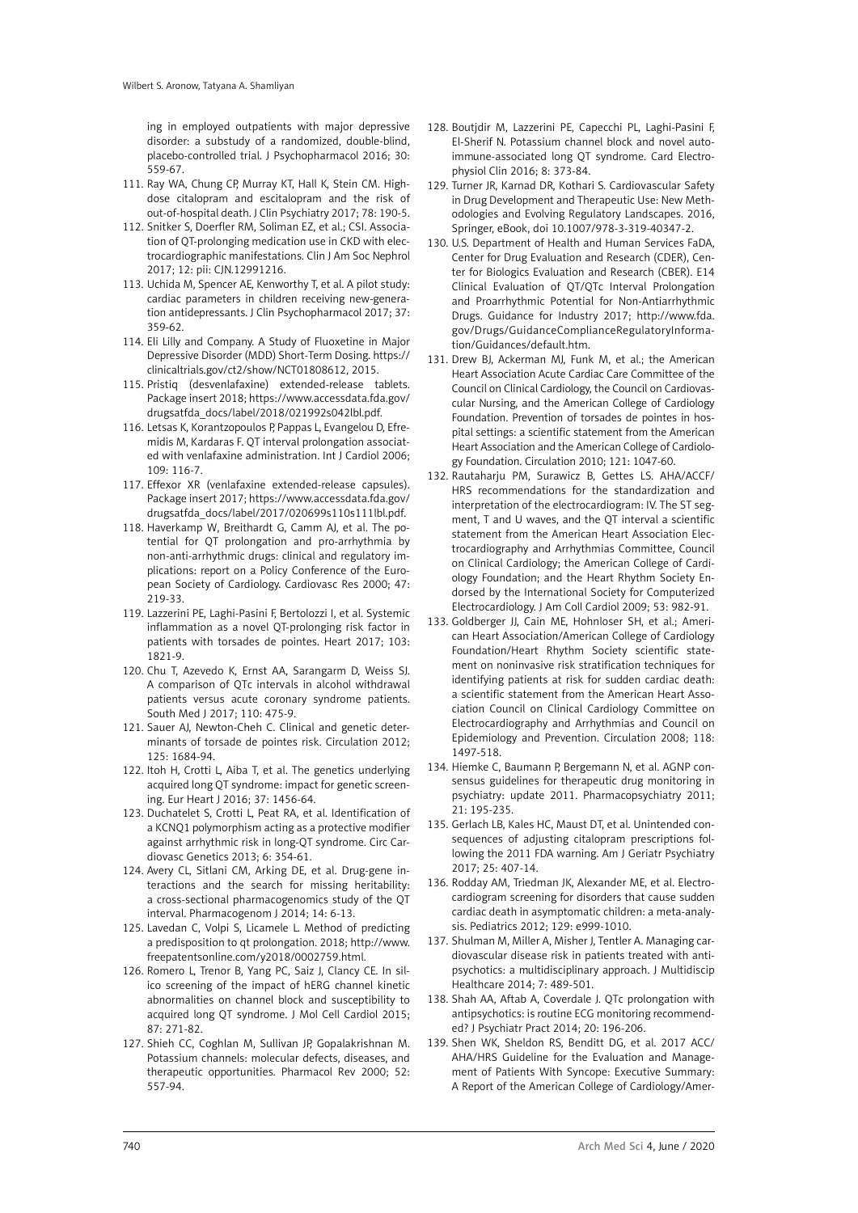ing in employed outpatients with major depressive disorder: a substudy of a randomized, double-blind, placebo-controlled trial. J Psychopharmacol 2016; 30: 559-67.

111. Ray WA, Chung CP, Murray KT, Hall K, Stein CM. High-dose citalopram and escitalopram and the risk of out-of-hospital death. J Clin Psychiatry 2017; 78: 190-5.
112. Snitker S, Doerfler RM, Soliman EZ, et al.; CSI. Association of QT-prolonging medication use in CKD with electrocardiographic manifestations. Clin J Am Soc Nephrol 2017; 12: pii: CJN.12991216.
113. Uchida M, Spencer AE, Kenworthy T, et al. A pilot study: cardiac parameters in children receiving new-generation antidepressants. J Clin Psychopharmacol 2017; 37: 359-62.
114. Eli Lilly and Company. A Study of Fluoxetine in Major Depressive Disorder (MDD) Short-Term Dosing. https://clinicaltrials.gov/ct2/show/NCT01808612, 2015.
115. Pristiq (desvenlafaxine) extended-release tablets. Package insert 2018; https://www.accessdata.fda.gov/drugsatfda_docs/label/2018/021992s042lbl.pdf.
116. Letsas K, Korantzopoulos P, Pappas L, Evangelou D, Efremidis M, Kardaras F. QT interval prolongation associated with venlafaxine administration. Int J Cardiol 2006; 109: 116-7.
117. Effexor XR (venlafaxine extended-release capsules). Package insert 2017; https://www.accessdata.fda.gov/drugsatfda_docs/label/2017/020699s110s111lbl.pdf.
118. Haverkamp W, Breithardt G, Camm AJ, et al. The potential for QT prolongation and pro-arrhythmia by non-anti-arrhythmic drugs: clinical and regulatory implications: report on a Policy Conference of the European Society of Cardiology. Cardiovasc Res 2000; 47: 219-33.
119. Lazzerini PE, Laghi-Pasini F, Bertolozzi I, et al. Systemic inflammation as a novel QT-prolonging risk factor in patients with torsades de pointes. Heart 2017; 103: 1821-9.
120. Chu T, Azevedo K, Ernst AA, Sarangarm D, Weiss SJ. A comparison of QTc intervals in alcohol withdrawal patients versus acute coronary syndrome patients. South Med J 2017; 110: 475-9.
121. Sauer AJ, Newton-Cheh C. Clinical and genetic determinants of torsade de pointes risk. Circulation 2012; 125: 1684-94.
122. Itoh H, Crotti L, Aiba T, et al. The genetics underlying acquired long QT syndrome: impact for genetic screening. Eur Heart J 2016; 37: 1456-64.
123. Duchatelet S, Crotti L, Peat RA, et al. Identification of a KCNQ1 polymorphism acting as a protective modifier against arrhythmic risk in long-QT syndrome. Circ Cardiovasc Genetics 2013; 6: 354-61.
124. Avery CL, Sitlani CM, Arking DE, et al. Drug-gene interactions and the search for missing heritability: a cross-sectional pharmacogenomics study of the QT interval. Pharmacogenom J 2014; 14: 6-13.
125. Lavedan C, Volpi S, Licamele L. Method of predicting a predisposition to qt prolongation. 2018; http://www.freepatentsonline.com/y2018/0002759.html.
126. Romero L, Trenor B, Yang PC, Saiz J, Clancy CE. In silico screening of the impact of hERG channel kinetic abnormalities on channel block and susceptibility to acquired long QT syndrome. J Mol Cell Cardiol 2015; 87: 271-82.
127. Shieh CC, Coghlan M, Sullivan JP, Gopalakrishnan M. Potassium channels: molecular defects, diseases, and therapeutic opportunities. Pharmacol Rev 2000; 52: 557-94.
128. Boutjdir M, Lazzerini PE, Capecchi PL, Laghi-Pasini F, El-Sherif N. Potassium channel block and novel autoimmune-associated long QT syndrome. Card Electrophysiol Clin 2016; 8: 373-84.
129. Turner JR, Karnad DR, Kothari S. Cardiovascular Safety in Drug Development and Therapeutic Use: New Methodologies and Evolving Regulatory Landscapes. 2016, Springer, eBook, doi 10.1007/978-3-319-40347-2.
130. U.S. Department of Health and Human Services FaDA, Center for Drug Evaluation and Research (CDER), Center for Biologics Evaluation and Research (CBER). E14 Clinical Evaluation of QT/QTc Interval Prolongation and Proarrhythmic Potential for Non-Antiarrhythmic Drugs. Guidance for Industry 2017; http://www.fda.gov/Drugs/GuidanceComplianceRegulatoryInformation/Guidances/default.htm.
131. Drew BJ, Ackerman MJ, Funk M, et al.; the American Heart Association Acute Cardiac Care Committee of the Council on Clinical Cardiology, the Council on Cardiovascular Nursing, and the American College of Cardiology Foundation. Prevention of torsades de pointes in hospital settings: a scientific statement from the American Heart Association and the American College of Cardiology Foundation. Circulation 2010; 121: 1047-60.
132. Rautaharju PM, Surawicz B, Gettes LS. AHA/ACCF/HRS recommendations for the standardization and interpretation of the electrocardiogram: IV. The ST segment, T and U waves, and the QT interval a scientific statement from the American Heart Association Electrocardiography and Arrhythmias Committee, Council on Clinical Cardiology; the American College of Cardiology Foundation; and the Heart Rhythm Society Endorsed by the International Society for Computerized Electrocardiology. J Am Coll Cardiol 2009; 53: 982-91.
133. Goldberger JJ, Cain ME, Hohnloser SH, et al.; American Heart Association/American College of Cardiology Foundation/Heart Rhythm Society scientific statement on noninvasive risk stratification techniques for identifying patients at risk for sudden cardiac death: a scientific statement from the American Heart Association Council on Clinical Cardiology Committee on Electrocardiography and Arrhythmias and Council on Epidemiology and Prevention. Circulation 2008; 118: 1497-518.
134. Hiemke C, Baumann P, Bergemann N, et al. AGNP consensus guidelines for therapeutic drug monitoring in psychiatry: update 2011. Pharmacopsychiatry 2011; 21: 195-235.
135. Gerlach LB, Kales HC, Maust DT, et al. Unintended consequences of adjusting citalopram prescriptions following the 2011 FDA warning. Am J Geriatr Psychiatry 2017; 25: 407-14.
136. Rodday AM, Triedman JK, Alexander ME, et al. Electrocardiogram screening for disorders that cause sudden cardiac death in asymptomatic children: a meta-analysis. Pediatrics 2012; 129: e999-1010.
137. Shulman M, Miller A, Misher J, Tentler A. Managing cardiovascular disease risk in patients treated with antipsychotics: a multidisciplinary approach. J Multidiscip Healthcare 2014; 7: 489-501.
138. Shah AA, Aftab A, Coverdale J. QTc prolongation with antipsychotics: is routine ECG monitoring recommended? J Psychiatr Pract 2014; 20: 196-206.
139. Shen WK, Sheldon RS, Benditt DG, et al. 2017 ACC/AHA/HRS Guideline for the Evaluation and Management of Patients With Syncope: Executive Summary: A Report of the American College of Cardiology/Amer-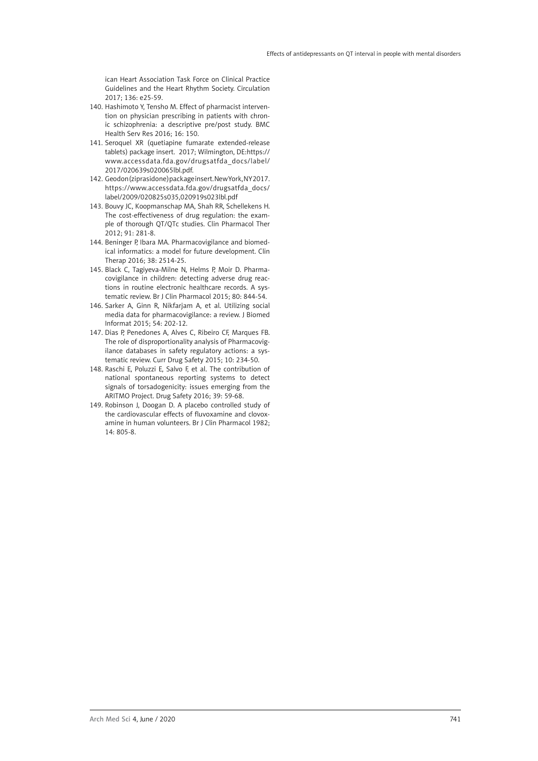ican Heart Association Task Force on Clinical Practice Guidelines and the Heart Rhythm Society. Circulation 2017; 136: e25-59.

140. Hashimoto Y, Tensho M. Effect of pharmacist intervention on physician prescribing in patients with chronic schizophrenia: a descriptive pre/post study. BMC Health Serv Res 2016; 16: 150.
141. Seroquel XR (quetiapine fumarate extended-release tablets) package insert. 2017; Wilmington, DE:https://www.accessdata.fda.gov/drugsatfda_docs/label/2017/020639s020065lbl.pdf.
142. Geodon (ziprasidone) package insert. New York, NY 2017. https://www.accessdata.fda.gov/drugsatfda_docs/label/2009/020825s035,020919s023lbl.pdf
143. Bouvy JC, Koopmanschap MA, Shah RR, Schellekens H. The cost-effectiveness of drug regulation: the example of thorough QT/QTc studies. Clin Pharmacol Ther 2012; 91: 281-8.
144. Beninger P, Ibara MA. Pharmacovigilance and biomedical informatics: a model for future development. Clin Therap 2016; 38: 2514-25.
145. Black C, Tagiyeva-Milne N, Helms P, Moir D. Pharmacovigilance in children: detecting adverse drug reactions in routine electronic healthcare records. A systematic review. Br J Clin Pharmacol 2015; 80: 844-54.
146. Sarker A, Ginn R, Nikfarjam A, et al. Utilizing social media data for pharmacovigilance: a review. J Biomed Informat 2015; 54: 202-12.
147. Dias P, Penedones A, Alves C, Ribeiro CF, Marques FB. The role of disproportionality analysis of Pharmacovigilance databases in safety regulatory actions: a systematic review. Curr Drug Safety 2015; 10: 234-50.
148. Raschi E, Poluzzi E, Salvo F, et al. The contribution of national spontaneous reporting systems to detect signals of torsadogenicity: issues emerging from the ARITMO Project. Drug Safety 2016; 39: 59-68.
149. Robinson J, Doogan D. A placebo controlled study of the cardiovascular effects of fluvoxamine and clovoxamine in human volunteers. Br J Clin Pharmacol 1982; 14: 805-8.